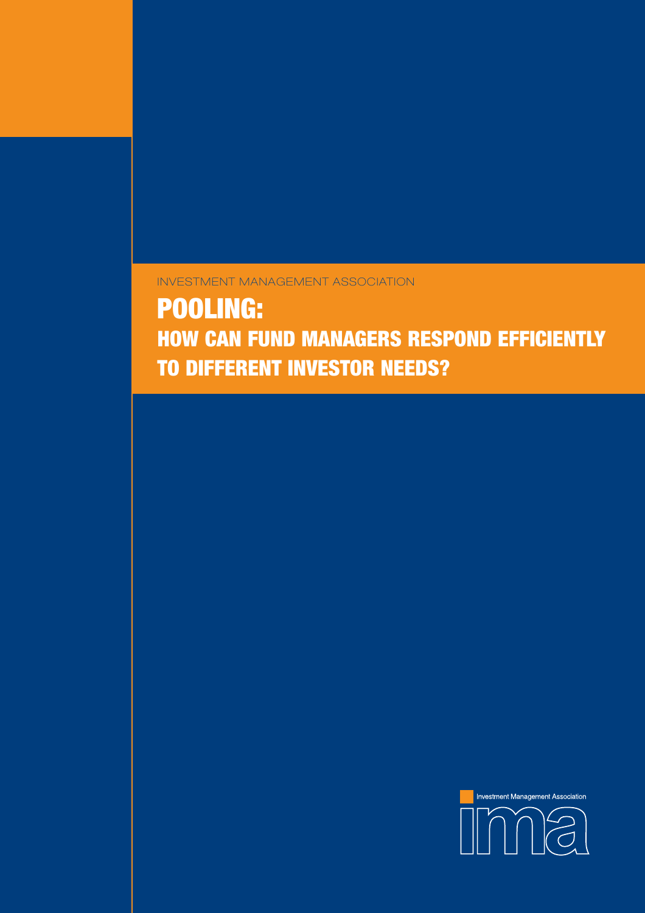INVESTMENT MANAGEMENT ASSOCIATION

# POOLING:

## HOW CAN FUND MANAGERS RESPOND EFFICIENTLY TO DIFFERENT INVESTOR NEEDS?

Investment Management Association

ima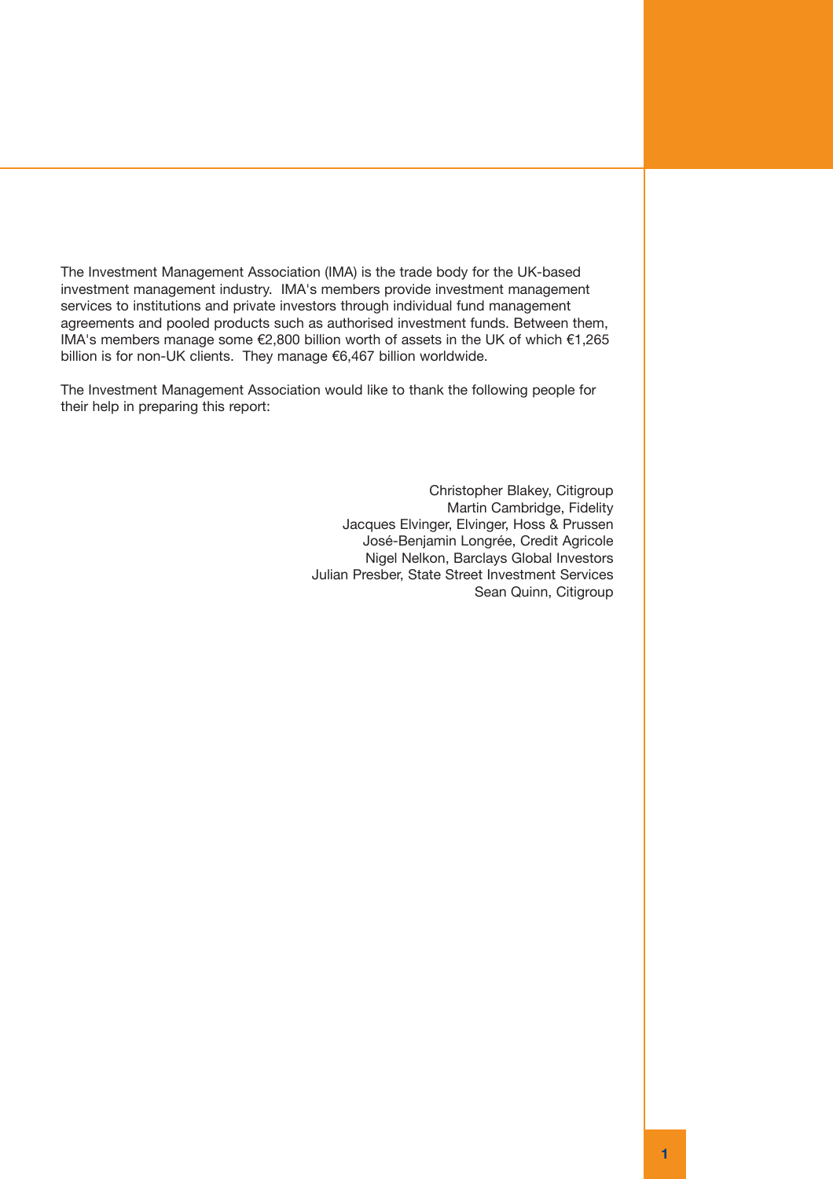The Investment Management Association (IMA) is the trade body for the UK-based investment management industry. IMA's members provide investment management services to institutions and private investors through individual fund management agreements and pooled products such as authorised investment funds. Between them, IMA's members manage some €2,800 billion worth of assets in the UK of which €1,265 billion is for non-UK clients. They manage €6,467 billion worldwide.

The Investment Management Association would like to thank the following people for their help in preparing this report:

Christopher Blakey, Citigroup
Martin Cambridge, Fidelity
Jacques Elvinger, Elvinger, Hoss & Prussen
José-Benjamin Longrée, Credit Agricole
Nigel Nelkon, Barclays Global Investors
Julian Presber, State Street Investment Services
Sean Quinn, Citigroup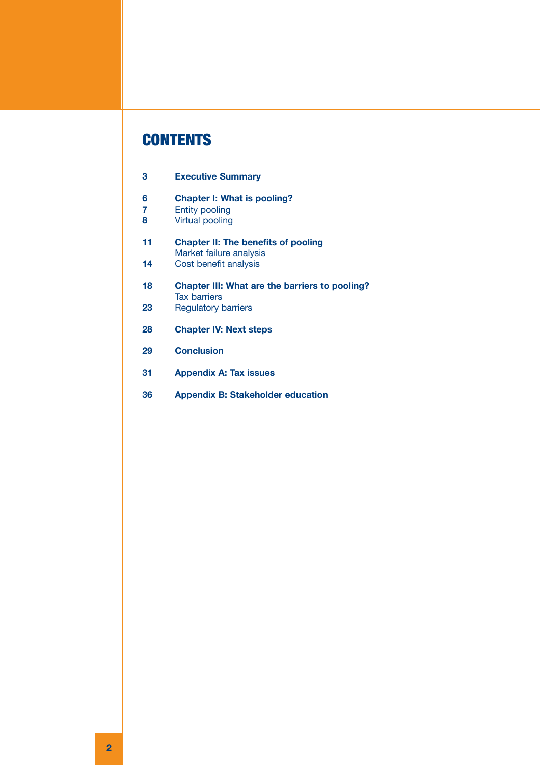# CONTENTS

| | |
|---|---|
| 3 | **Executive Summary** |
| 6 | **Chapter I: What is pooling?** |
| 7 | Entity pooling |
| 8 | Virtual pooling |
| 11 | **Chapter II: The benefits of pooling** |
| | Market failure analysis |
| 14 | Cost benefit analysis |
| 18 | **Chapter III: What are the barriers to pooling?** |
| | Tax barriers |
| 23 | Regulatory barriers |
| 28 | **Chapter IV: Next steps** |
| 29 | **Conclusion** |
| 31 | **Appendix A: Tax issues** |
| 36 | **Appendix B: Stakeholder education** |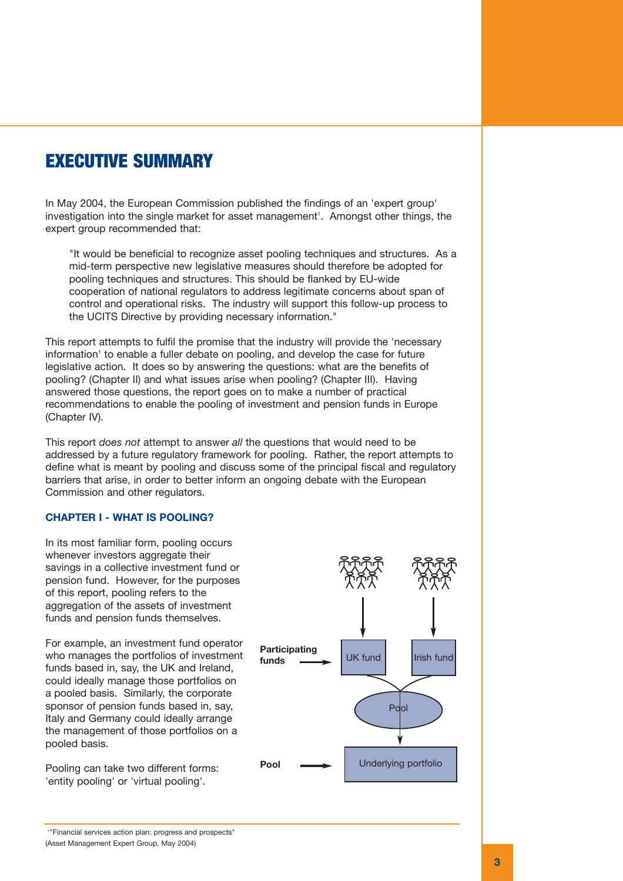# EXECUTIVE SUMMARY

In May 2004, the European Commission published the findings of an 'expert group' investigation into the single market for asset management[1]. Amongst other things, the expert group recommended that:

> "It would be beneficial to recognize asset pooling techniques and structures. As a mid-term perspective new legislative measures should therefore be adopted for pooling techniques and structures. This should be flanked by EU-wide cooperation of national regulators to address legitimate concerns about span of control and operational risks. The industry will support this follow-up process to the UCITS Directive by providing necessary information."

This report attempts to fulfil the promise that the industry will provide the 'necessary information' to enable a fuller debate on pooling, and develop the case for future legislative action. It does so by answering the questions: what are the benefits of pooling? (Chapter II) and what issues arise when pooling? (Chapter III). Having answered those questions, the report goes on to make a number of practical recommendations to enable the pooling of investment and pension funds in Europe (Chapter IV).

This report *does not* attempt to answer *all* the questions that would need to be addressed by a future regulatory framework for pooling. Rather, the report attempts to define what is meant by pooling and discuss some of the principal fiscal and regulatory barriers that arise, in order to better inform an ongoing debate with the European Commission and other regulators.

### CHAPTER I - WHAT IS POOLING?

In its most familiar form, pooling occurs whenever investors aggregate their savings in a collective investment fund or pension fund. However, for the purposes of this report, pooling refers to the aggregation of the assets of investment funds and pension funds themselves.

For example, an investment fund operator who manages the portfolios of investment funds based in, say, the UK and Ireland, could ideally manage those portfolios on a pooled basis. Similarly, the corporate sponsor of pension funds based in, say, Italy and Germany could ideally arrange the management of those portfolios on a pooled basis.

Pooling can take two different forms: 'entity pooling' or 'virtual pooling'.

Participating funds

UK fund

Irish fund

Pool

Pool

Underlying portfolio

[1] "Financial services action plan: progress and prospects" (Asset Management Expert Group, May 2004)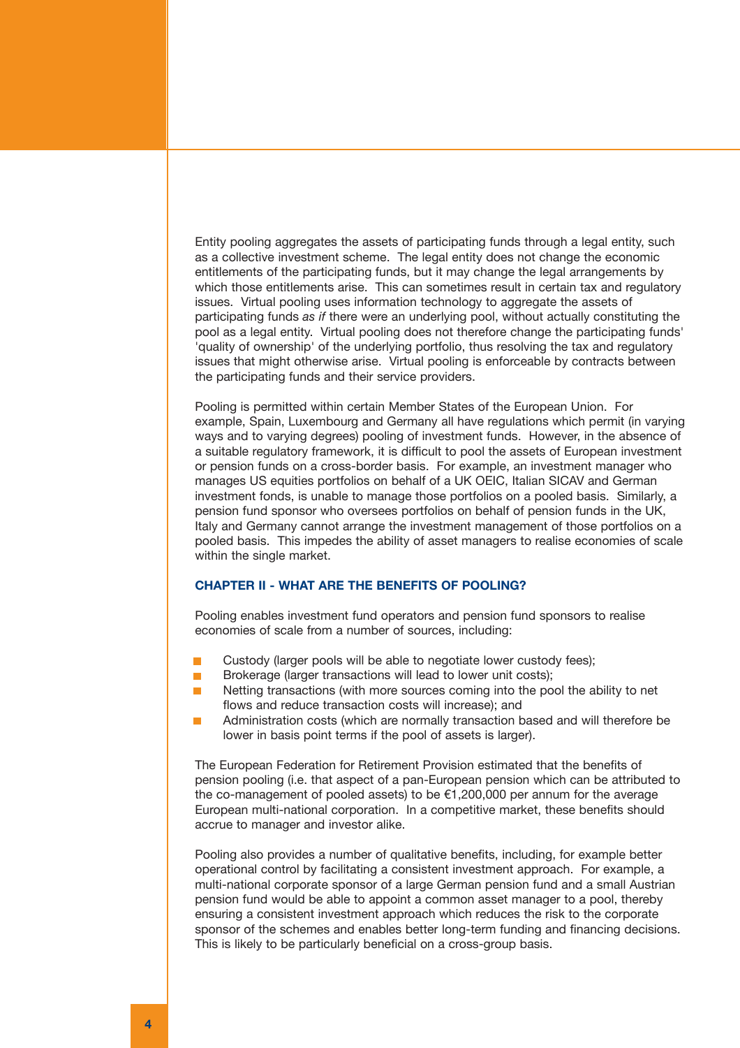Entity pooling aggregates the assets of participating funds through a legal entity, such as a collective investment scheme. The legal entity does not change the economic entitlements of the participating funds, but it may change the legal arrangements by which those entitlements arise. This can sometimes result in certain tax and regulatory issues. Virtual pooling uses information technology to aggregate the assets of participating funds *as if* there were an underlying pool, without actually constituting the pool as a legal entity. Virtual pooling does not therefore change the participating funds' 'quality of ownership' of the underlying portfolio, thus resolving the tax and regulatory issues that might otherwise arise. Virtual pooling is enforceable by contracts between the participating funds and their service providers.

Pooling is permitted within certain Member States of the European Union. For example, Spain, Luxembourg and Germany all have regulations which permit (in varying ways and to varying degrees) pooling of investment funds. However, in the absence of a suitable regulatory framework, it is difficult to pool the assets of European investment or pension funds on a cross-border basis. For example, an investment manager who manages US equities portfolios on behalf of a UK OEIC, Italian SICAV and German investment fonds, is unable to manage those portfolios on a pooled basis. Similarly, a pension fund sponsor who oversees portfolios on behalf of pension funds in the UK, Italy and Germany cannot arrange the investment management of those portfolios on a pooled basis. This impedes the ability of asset managers to realise economies of scale within the single market.

## CHAPTER II - WHAT ARE THE BENEFITS OF POOLING?

Pooling enables investment fund operators and pension fund sponsors to realise economies of scale from a number of sources, including:

- Custody (larger pools will be able to negotiate lower custody fees);
- Brokerage (larger transactions will lead to lower unit costs);
- Netting transactions (with more sources coming into the pool the ability to net flows and reduce transaction costs will increase); and
- Administration costs (which are normally transaction based and will therefore be lower in basis point terms if the pool of assets is larger).

The European Federation for Retirement Provision estimated that the benefits of pension pooling (i.e. that aspect of a pan-European pension which can be attributed to the co-management of pooled assets) to be €1,200,000 per annum for the average European multi-national corporation. In a competitive market, these benefits should accrue to manager and investor alike.

Pooling also provides a number of qualitative benefits, including, for example better operational control by facilitating a consistent investment approach. For example, a multi-national corporate sponsor of a large German pension fund and a small Austrian pension fund would be able to appoint a common asset manager to a pool, thereby ensuring a consistent investment approach which reduces the risk to the corporate sponsor of the schemes and enables better long-term funding and financing decisions. This is likely to be particularly beneficial on a cross-group basis.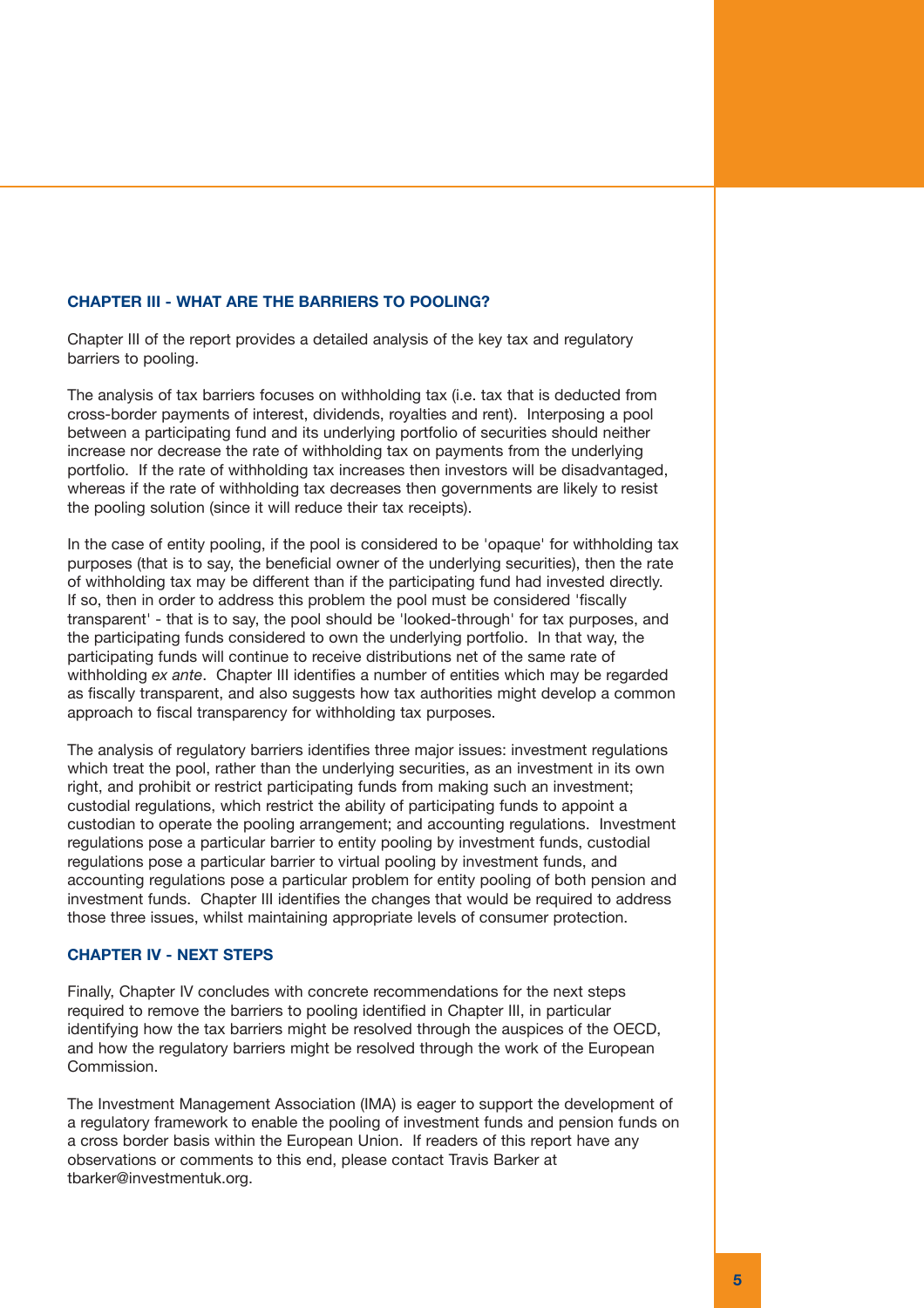## CHAPTER III - WHAT ARE THE BARRIERS TO POOLING?

Chapter III of the report provides a detailed analysis of the key tax and regulatory barriers to pooling.

The analysis of tax barriers focuses on withholding tax (i.e. tax that is deducted from cross-border payments of interest, dividends, royalties and rent). Interposing a pool between a participating fund and its underlying portfolio of securities should neither increase nor decrease the rate of withholding tax on payments from the underlying portfolio. If the rate of withholding tax increases then investors will be disadvantaged, whereas if the rate of withholding tax decreases then governments are likely to resist the pooling solution (since it will reduce their tax receipts).

In the case of entity pooling, if the pool is considered to be 'opaque' for withholding tax purposes (that is to say, the beneficial owner of the underlying securities), then the rate of withholding tax may be different than if the participating fund had invested directly. If so, then in order to address this problem the pool must be considered 'fiscally transparent' - that is to say, the pool should be 'looked-through' for tax purposes, and the participating funds considered to own the underlying portfolio. In that way, the participating funds will continue to receive distributions net of the same rate of withholding *ex ante*. Chapter III identifies a number of entities which may be regarded as fiscally transparent, and also suggests how tax authorities might develop a common approach to fiscal transparency for withholding tax purposes.

The analysis of regulatory barriers identifies three major issues: investment regulations which treat the pool, rather than the underlying securities, as an investment in its own right, and prohibit or restrict participating funds from making such an investment; custodial regulations, which restrict the ability of participating funds to appoint a custodian to operate the pooling arrangement; and accounting regulations. Investment regulations pose a particular barrier to entity pooling by investment funds, custodial regulations pose a particular barrier to virtual pooling by investment funds, and accounting regulations pose a particular problem for entity pooling of both pension and investment funds. Chapter III identifies the changes that would be required to address those three issues, whilst maintaining appropriate levels of consumer protection.

## CHAPTER IV - NEXT STEPS

Finally, Chapter IV concludes with concrete recommendations for the next steps required to remove the barriers to pooling identified in Chapter III, in particular identifying how the tax barriers might be resolved through the auspices of the OECD, and how the regulatory barriers might be resolved through the work of the European Commission.

The Investment Management Association (IMA) is eager to support the development of a regulatory framework to enable the pooling of investment funds and pension funds on a cross border basis within the European Union. If readers of this report have any observations or comments to this end, please contact Travis Barker at tbarker@investmentuk.org.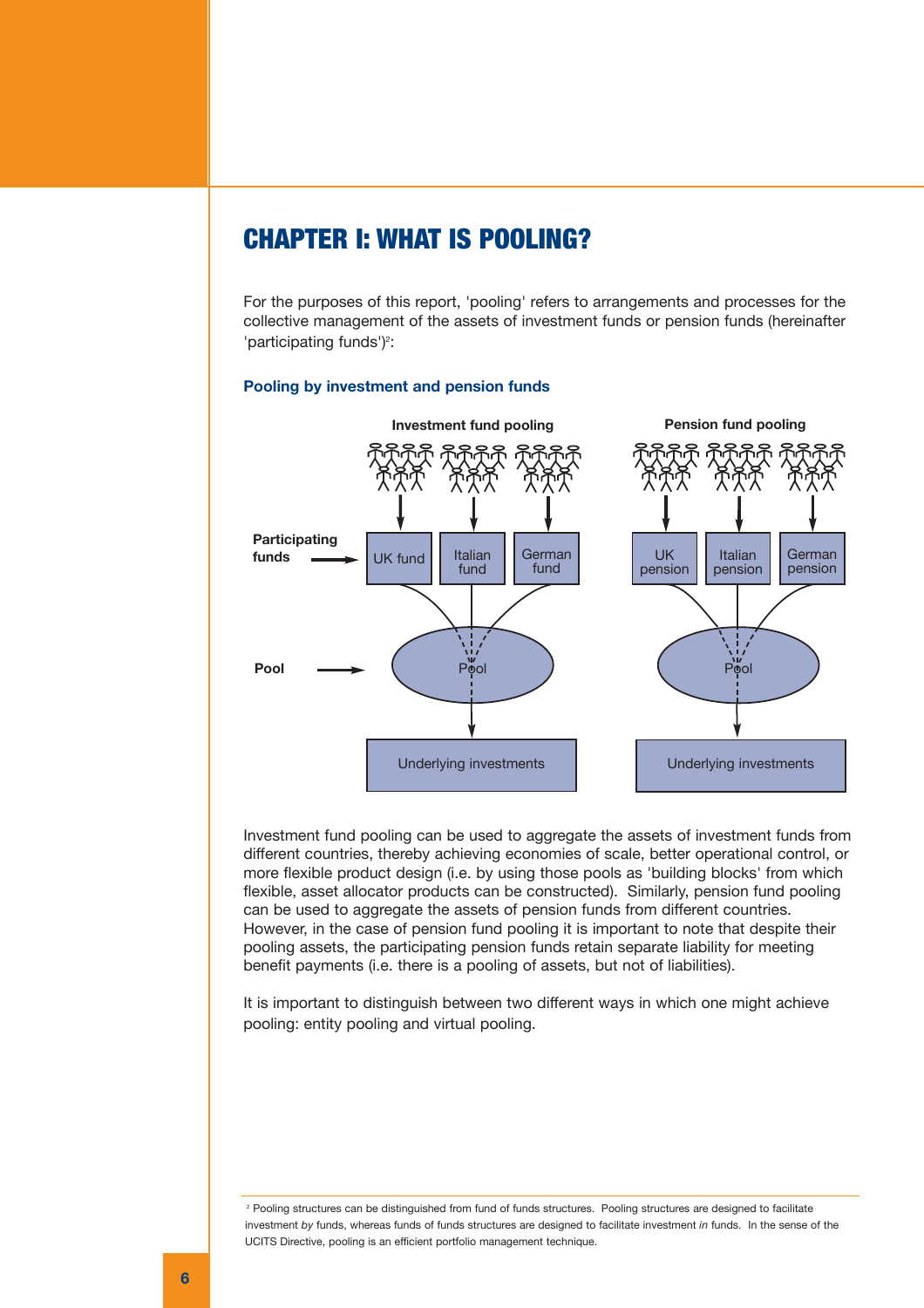# CHAPTER I: WHAT IS POOLING?

For the purposes of this report, 'pooling' refers to arrangements and processes for the collective management of the assets of investment funds or pension funds (hereinafter 'participating funds')[2]:

### Pooling by investment and pension funds

Investment fund pooling

Pension fund pooling

Participating funds

UK fund

Italian fund

German fund

UK pension

Italian pension

German pension

Pool

Pool

Pool

Underlying investments

Underlying investments

Investment fund pooling can be used to aggregate the assets of investment funds from different countries, thereby achieving economies of scale, better operational control, or more flexible product design (i.e. by using those pools as 'building blocks' from which flexible, asset allocator products can be constructed). Similarly, pension fund pooling can be used to aggregate the assets of pension funds from different countries. However, in the case of pension fund pooling it is important to note that despite their pooling assets, the participating pension funds retain separate liability for meeting benefit payments (i.e. there is a pooling of assets, but not of liabilities).

It is important to distinguish between two different ways in which one might achieve pooling: entity pooling and virtual pooling.

---

[2] Pooling structures can be distinguished from fund of funds structures. Pooling structures are designed to facilitate investment *by* funds, whereas funds of funds structures are designed to facilitate investment *in* funds. In the sense of the UCITS Directive, pooling is an efficient portfolio management technique.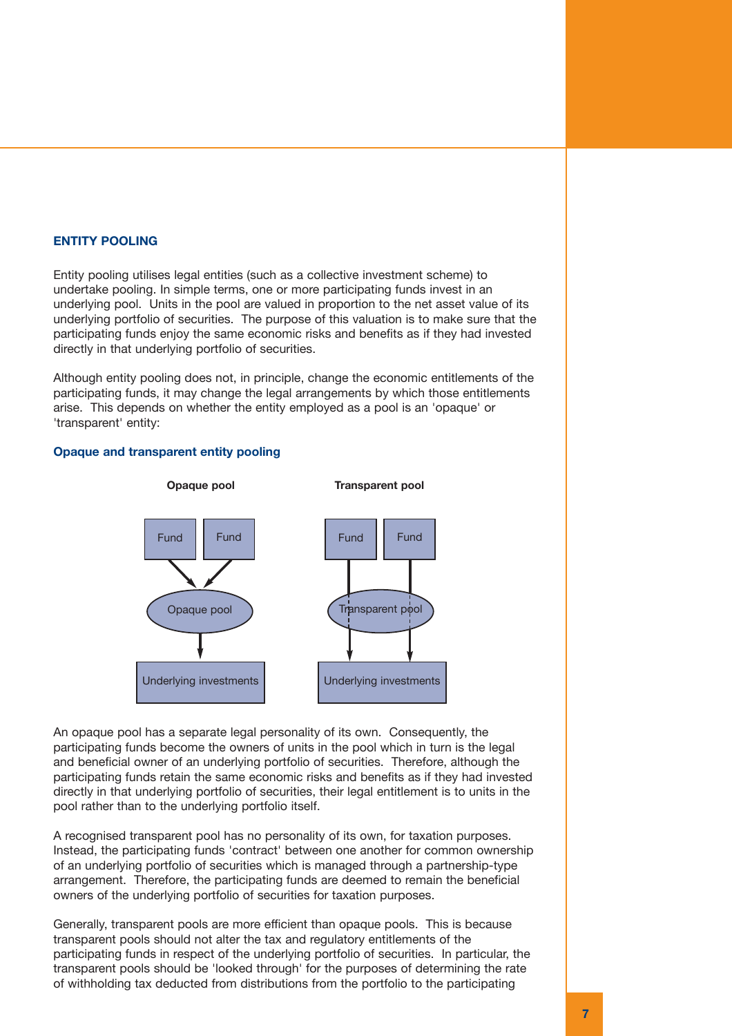## ENTITY POOLING

Entity pooling utilises legal entities (such as a collective investment scheme) to undertake pooling. In simple terms, one or more participating funds invest in an underlying pool. Units in the pool are valued in proportion to the net asset value of its underlying portfolio of securities. The purpose of this valuation is to make sure that the participating funds enjoy the same economic risks and benefits as if they had invested directly in that underlying portfolio of securities.

Although entity pooling does not, in principle, change the economic entitlements of the participating funds, it may change the legal arrangements by which those entitlements arise. This depends on whether the entity employed as a pool is an 'opaque' or 'transparent' entity:

### Opaque and transparent entity pooling

Opaque pool

Fund
Fund
Opaque pool
Underlying investments

Transparent pool

Fund
Fund
Transparent pool
Underlying investments

An opaque pool has a separate legal personality of its own. Consequently, the participating funds become the owners of units in the pool which in turn is the legal and beneficial owner of an underlying portfolio of securities. Therefore, although the participating funds retain the same economic risks and benefits as if they had invested directly in that underlying portfolio of securities, their legal entitlement is to units in the pool rather than to the underlying portfolio itself.

A recognised transparent pool has no personality of its own, for taxation purposes. Instead, the participating funds 'contract' between one another for common ownership of an underlying portfolio of securities which is managed through a partnership-type arrangement. Therefore, the participating funds are deemed to remain the beneficial owners of the underlying portfolio of securities for taxation purposes.

Generally, transparent pools are more efficient than opaque pools. This is because transparent pools should not alter the tax and regulatory entitlements of the participating funds in respect of the underlying portfolio of securities. In particular, the transparent pools should be 'looked through' for the purposes of determining the rate of withholding tax deducted from distributions from the portfolio to the participating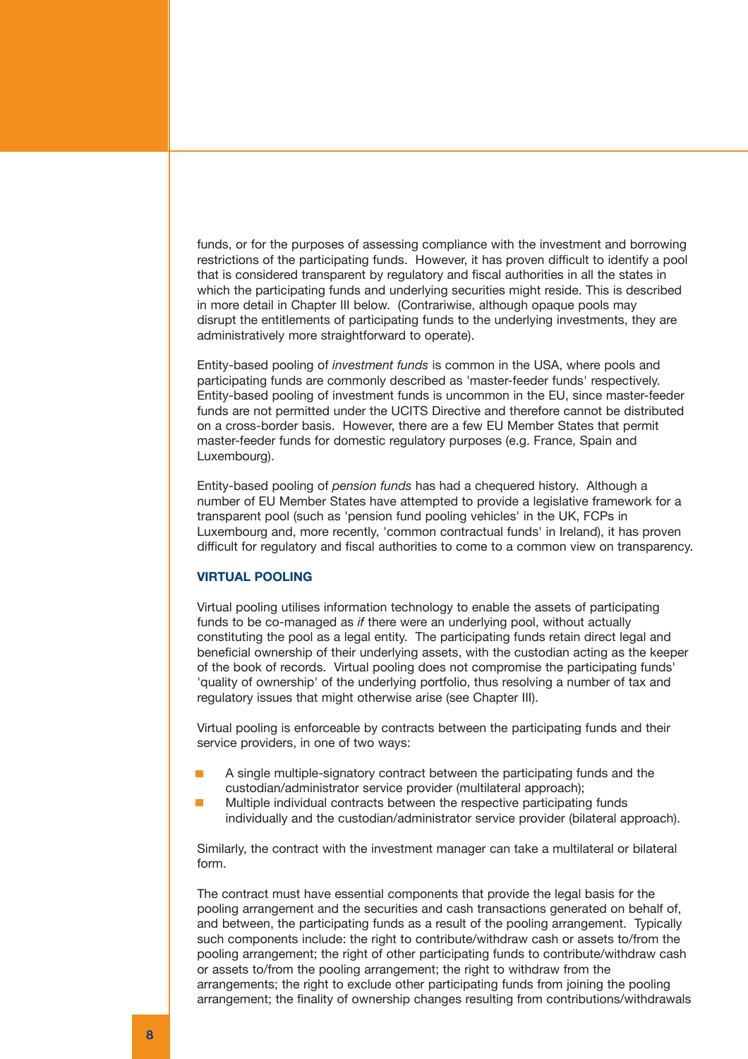funds, or for the purposes of assessing compliance with the investment and borrowing restrictions of the participating funds. However, it has proven difficult to identify a pool that is considered transparent by regulatory and fiscal authorities in all the states in which the participating funds and underlying securities might reside. This is described in more detail in Chapter III below. (Contrariwise, although opaque pools may disrupt the entitlements of participating funds to the underlying investments, they are administratively more straightforward to operate).

Entity-based pooling of *investment funds* is common in the USA, where pools and participating funds are commonly described as 'master-feeder funds' respectively. Entity-based pooling of investment funds is uncommon in the EU, since master-feeder funds are not permitted under the UCITS Directive and therefore cannot be distributed on a cross-border basis. However, there are a few EU Member States that permit master-feeder funds for domestic regulatory purposes (e.g. France, Spain and Luxembourg).

Entity-based pooling of *pension funds* has had a chequered history. Although a number of EU Member States have attempted to provide a legislative framework for a transparent pool (such as 'pension fund pooling vehicles' in the UK, FCPs in Luxembourg and, more recently, 'common contractual funds' in Ireland), it has proven difficult for regulatory and fiscal authorities to come to a common view on transparency.

### VIRTUAL POOLING

Virtual pooling utilises information technology to enable the assets of participating funds to be co-managed as *if* there were an underlying pool, without actually constituting the pool as a legal entity. The participating funds retain direct legal and beneficial ownership of their underlying assets, with the custodian acting as the keeper of the book of records. Virtual pooling does not compromise the participating funds' 'quality of ownership' of the underlying portfolio, thus resolving a number of tax and regulatory issues that might otherwise arise (see Chapter III).

Virtual pooling is enforceable by contracts between the participating funds and their service providers, in one of two ways:

- A single multiple-signatory contract between the participating funds and the custodian/administrator service provider (multilateral approach);
- Multiple individual contracts between the respective participating funds individually and the custodian/administrator service provider (bilateral approach).

Similarly, the contract with the investment manager can take a multilateral or bilateral form.

The contract must have essential components that provide the legal basis for the pooling arrangement and the securities and cash transactions generated on behalf of, and between, the participating funds as a result of the pooling arrangement. Typically such components include: the right to contribute/withdraw cash or assets to/from the pooling arrangement; the right of other participating funds to contribute/withdraw cash or assets to/from the pooling arrangement; the right to withdraw from the arrangements; the right to exclude other participating funds from joining the pooling arrangement; the finality of ownership changes resulting from contributions/withdrawals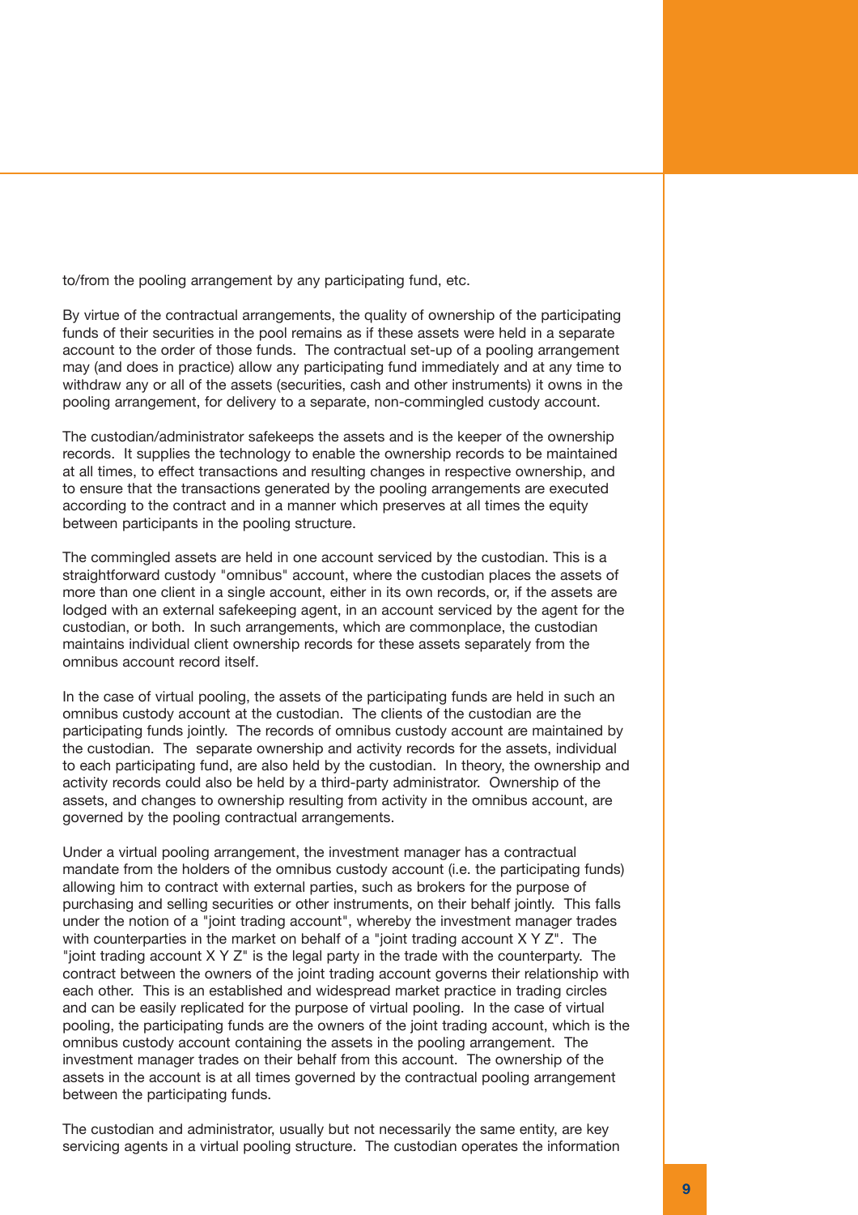to/from the pooling arrangement by any participating fund, etc.

By virtue of the contractual arrangements, the quality of ownership of the participating funds of their securities in the pool remains as if these assets were held in a separate account to the order of those funds. The contractual set-up of a pooling arrangement may (and does in practice) allow any participating fund immediately and at any time to withdraw any or all of the assets (securities, cash and other instruments) it owns in the pooling arrangement, for delivery to a separate, non-commingled custody account.

The custodian/administrator safekeeps the assets and is the keeper of the ownership records. It supplies the technology to enable the ownership records to be maintained at all times, to effect transactions and resulting changes in respective ownership, and to ensure that the transactions generated by the pooling arrangements are executed according to the contract and in a manner which preserves at all times the equity between participants in the pooling structure.

The commingled assets are held in one account serviced by the custodian. This is a straightforward custody "omnibus" account, where the custodian places the assets of more than one client in a single account, either in its own records, or, if the assets are lodged with an external safekeeping agent, in an account serviced by the agent for the custodian, or both. In such arrangements, which are commonplace, the custodian maintains individual client ownership records for these assets separately from the omnibus account record itself.

In the case of virtual pooling, the assets of the participating funds are held in such an omnibus custody account at the custodian. The clients of the custodian are the participating funds jointly. The records of omnibus custody account are maintained by the custodian. The separate ownership and activity records for the assets, individual to each participating fund, are also held by the custodian. In theory, the ownership and activity records could also be held by a third-party administrator. Ownership of the assets, and changes to ownership resulting from activity in the omnibus account, are governed by the pooling contractual arrangements.

Under a virtual pooling arrangement, the investment manager has a contractual mandate from the holders of the omnibus custody account (i.e. the participating funds) allowing him to contract with external parties, such as brokers for the purpose of purchasing and selling securities or other instruments, on their behalf jointly. This falls under the notion of a "joint trading account", whereby the investment manager trades with counterparties in the market on behalf of a "joint trading account X Y Z". The "joint trading account X Y Z" is the legal party in the trade with the counterparty. The contract between the owners of the joint trading account governs their relationship with each other. This is an established and widespread market practice in trading circles and can be easily replicated for the purpose of virtual pooling. In the case of virtual pooling, the participating funds are the owners of the joint trading account, which is the omnibus custody account containing the assets in the pooling arrangement. The investment manager trades on their behalf from this account. The ownership of the assets in the account is at all times governed by the contractual pooling arrangement between the participating funds.

The custodian and administrator, usually but not necessarily the same entity, are key servicing agents in a virtual pooling structure. The custodian operates the information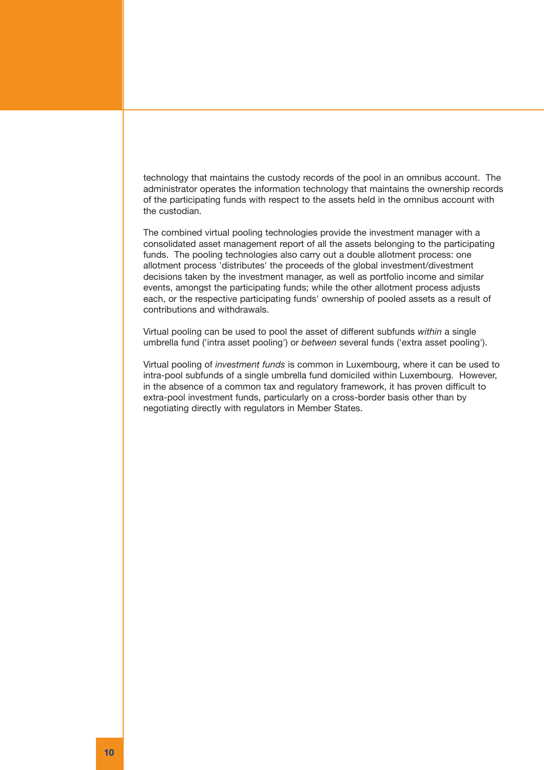technology that maintains the custody records of the pool in an omnibus account. The administrator operates the information technology that maintains the ownership records of the participating funds with respect to the assets held in the omnibus account with the custodian.

The combined virtual pooling technologies provide the investment manager with a consolidated asset management report of all the assets belonging to the participating funds. The pooling technologies also carry out a double allotment process: one allotment process 'distributes' the proceeds of the global investment/divestment decisions taken by the investment manager, as well as portfolio income and similar events, amongst the participating funds; while the other allotment process adjusts each, or the respective participating funds' ownership of pooled assets as a result of contributions and withdrawals.

Virtual pooling can be used to pool the asset of different subfunds *within* a single umbrella fund ('intra asset pooling') or *between* several funds ('extra asset pooling').

Virtual pooling of *investment funds* is common in Luxembourg, where it can be used to intra-pool subfunds of a single umbrella fund domiciled within Luxembourg. However, in the absence of a common tax and regulatory framework, it has proven difficult to extra-pool investment funds, particularly on a cross-border basis other than by negotiating directly with regulators in Member States.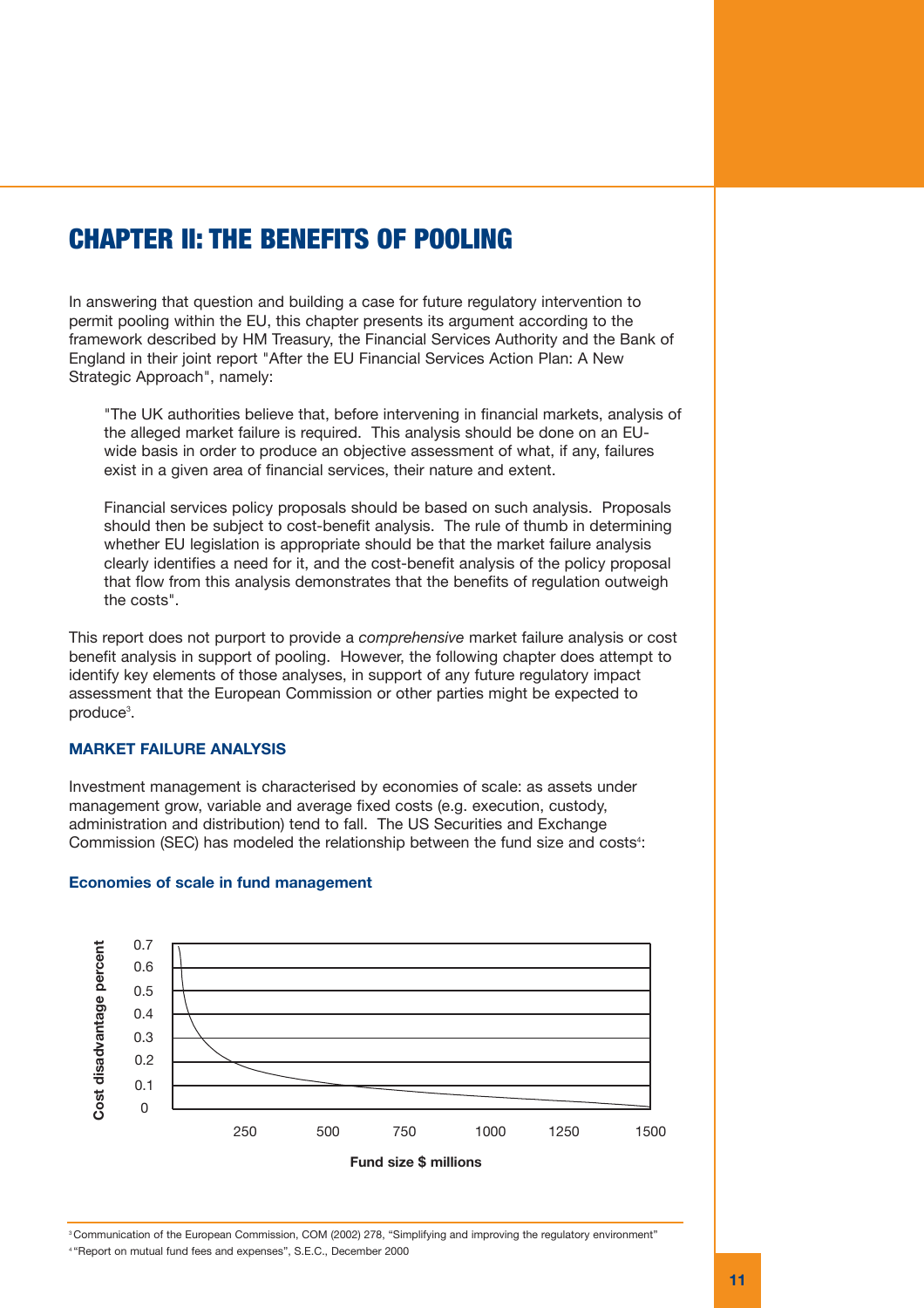# CHAPTER II: THE BENEFITS OF POOLING

In answering that question and building a case for future regulatory intervention to permit pooling within the EU, this chapter presents its argument according to the framework described by HM Treasury, the Financial Services Authority and the Bank of England in their joint report "After the EU Financial Services Action Plan: A New Strategic Approach", namely:

> "The UK authorities believe that, before intervening in financial markets, analysis of the alleged market failure is required. This analysis should be done on an EU-wide basis in order to produce an objective assessment of what, if any, failures exist in a given area of financial services, their nature and extent.
>
> Financial services policy proposals should be based on such analysis. Proposals should then be subject to cost-benefit analysis. The rule of thumb in determining whether EU legislation is appropriate should be that the market failure analysis clearly identifies a need for it, and the cost-benefit analysis of the policy proposal that flow from this analysis demonstrates that the benefits of regulation outweigh the costs".

This report does not purport to provide a *comprehensive* market failure analysis or cost benefit analysis in support of pooling. However, the following chapter does attempt to identify key elements of those analyses, in support of any future regulatory impact assessment that the European Commission or other parties might be expected to produce[3].

### MARKET FAILURE ANALYSIS

Investment management is characterised by economies of scale: as assets under management grow, variable and average fixed costs (e.g. execution, custody, administration and distribution) tend to fall. The US Securities and Exchange Commission (SEC) has modeled the relationship between the fund size and costs[4]:

**Economies of scale in fund management**

Cost disadvantage percent

0.7
0.6
0.5
0.4
0.3
0.2
0.1
0

250
500
750
1000
1250
1500

Fund size $ millions

---

[3] Communication of the European Commission, COM (2002) 278, "Simplifying and improving the regulatory environment"

[4] "Report on mutual fund fees and expenses", S.E.C., December 2000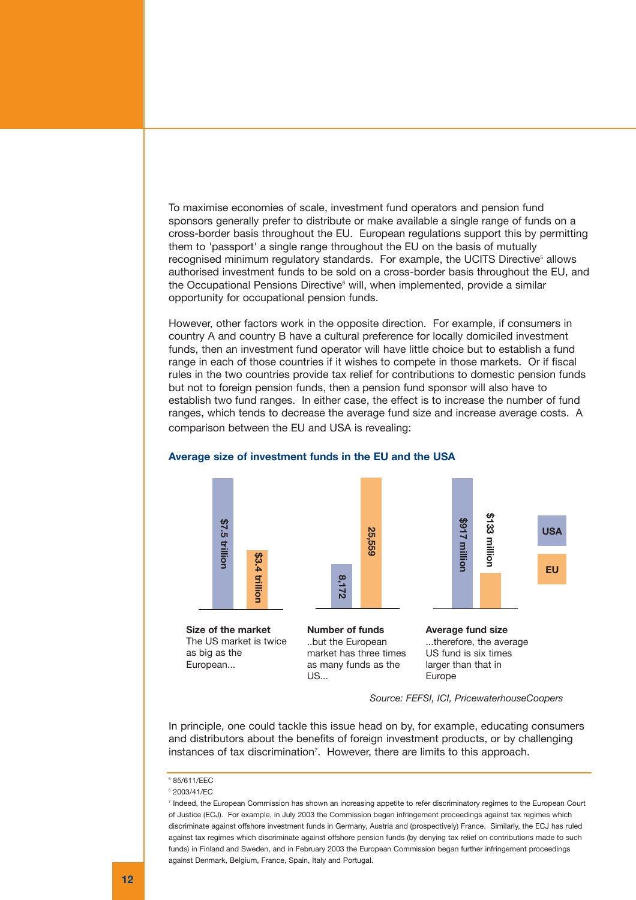To maximise economies of scale, investment fund operators and pension fund sponsors generally prefer to distribute or make available a single range of funds on a cross-border basis throughout the EU. European regulations support this by permitting them to 'passport' a single range throughout the EU on the basis of mutually recognised minimum regulatory standards. For example, the UCITS Directive[5] allows authorised investment funds to be sold on a cross-border basis throughout the EU, and the Occupational Pensions Directive[6] will, when implemented, provide a similar opportunity for occupational pension funds.

However, other factors work in the opposite direction. For example, if consumers in country A and country B have a cultural preference for locally domiciled investment funds, then an investment fund operator will have little choice but to establish a fund range in each of those countries if it wishes to compete in those markets. Or if fiscal rules in the two countries provide tax relief for contributions to domestic pension funds but not to foreign pension funds, then a pension fund sponsor will also have to establish two fund ranges. In either case, the effect is to increase the number of fund ranges, which tends to decrease the average fund size and increase average costs. A comparison between the EU and USA is revealing:

**Average size of investment funds in the EU and the USA**

$7.5 trillion
$3.4 trillion
8,172
25,559
$917 million
$133 million
USA
EU

**Size of the market**
The US market is twice as big as the European...

**Number of funds**
..but the European market has three times as many funds as the US...

**Average fund size**
...therefore, the average US fund is six times larger than that in Europe

*Source: FEFSI, ICI, PricewaterhouseCoopers*

In principle, one could tackle this issue head on by, for example, educating consumers and distributors about the benefits of foreign investment products, or by challenging instances of tax discrimination[7]. However, there are limits to this approach.

---

[5] 85/611/EEC

[6] 2003/41/EC

[7] Indeed, the European Commission has shown an increasing appetite to refer discriminatory regimes to the European Court of Justice (ECJ). For example, in July 2003 the Commission began infringement proceedings against tax regimes which discriminate against offshore investment funds in Germany, Austria and (prospectively) France. Similarly, the ECJ has ruled against tax regimes which discriminate against offshore pension funds (by denying tax relief on contributions made to such funds) in Finland and Sweden, and in February 2003 the European Commission began further infringement proceedings against Denmark, Belgium, France, Spain, Italy and Portugal.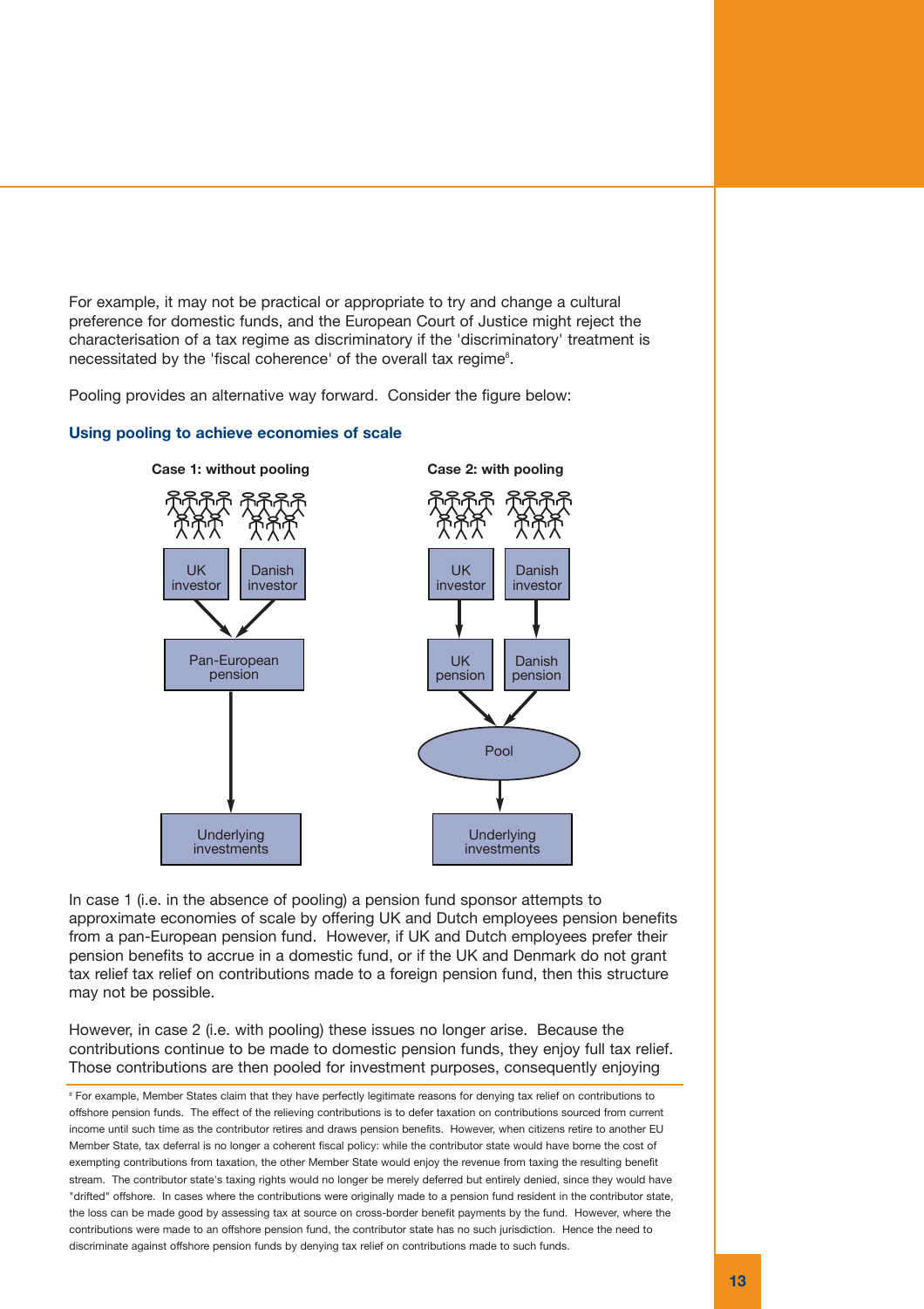For example, it may not be practical or appropriate to try and change a cultural preference for domestic funds, and the European Court of Justice might reject the characterisation of a tax regime as discriminatory if the 'discriminatory' treatment is necessitated by the 'fiscal coherence' of the overall tax regime[8].

Pooling provides an alternative way forward. Consider the figure below:

### Using pooling to achieve economies of scale

Case 1: without pooling

UK investor

Danish investor

Pan-European pension

Underlying investments

Case 2: with pooling

UK investor

Danish investor

UK pension

Danish pension

Pool

Underlying investments

In case 1 (i.e. in the absence of pooling) a pension fund sponsor attempts to approximate economies of scale by offering UK and Dutch employees pension benefits from a pan-European pension fund. However, if UK and Dutch employees prefer their pension benefits to accrue in a domestic fund, or if the UK and Denmark do not grant tax relief tax relief on contributions made to a foreign pension fund, then this structure may not be possible.

However, in case 2 (i.e. with pooling) these issues no longer arise. Because the contributions continue to be made to domestic pension funds, they enjoy full tax relief. Those contributions are then pooled for investment purposes, consequently enjoying

[8] For example, Member States claim that they have perfectly legitimate reasons for denying tax relief on contributions to offshore pension funds. The effect of the relieving contributions is to defer taxation on contributions sourced from current income until such time as the contributor retires and draws pension benefits. However, when citizens retire to another EU Member State, tax deferral is no longer a coherent fiscal policy: while the contributor state would have borne the cost of exempting contributions from taxation, the other Member State would enjoy the revenue from taxing the resulting benefit stream. The contributor state's taxing rights would no longer be merely deferred but entirely denied, since they would have "drifted" offshore. In cases where the contributions were originally made to a pension fund resident in the contributor state, the loss can be made good by assessing tax at source on cross-border benefit payments by the fund. However, where the contributions were made to an offshore pension fund, the contributor state has no such jurisdiction. Hence the need to discriminate against offshore pension funds by denying tax relief on contributions made to such funds.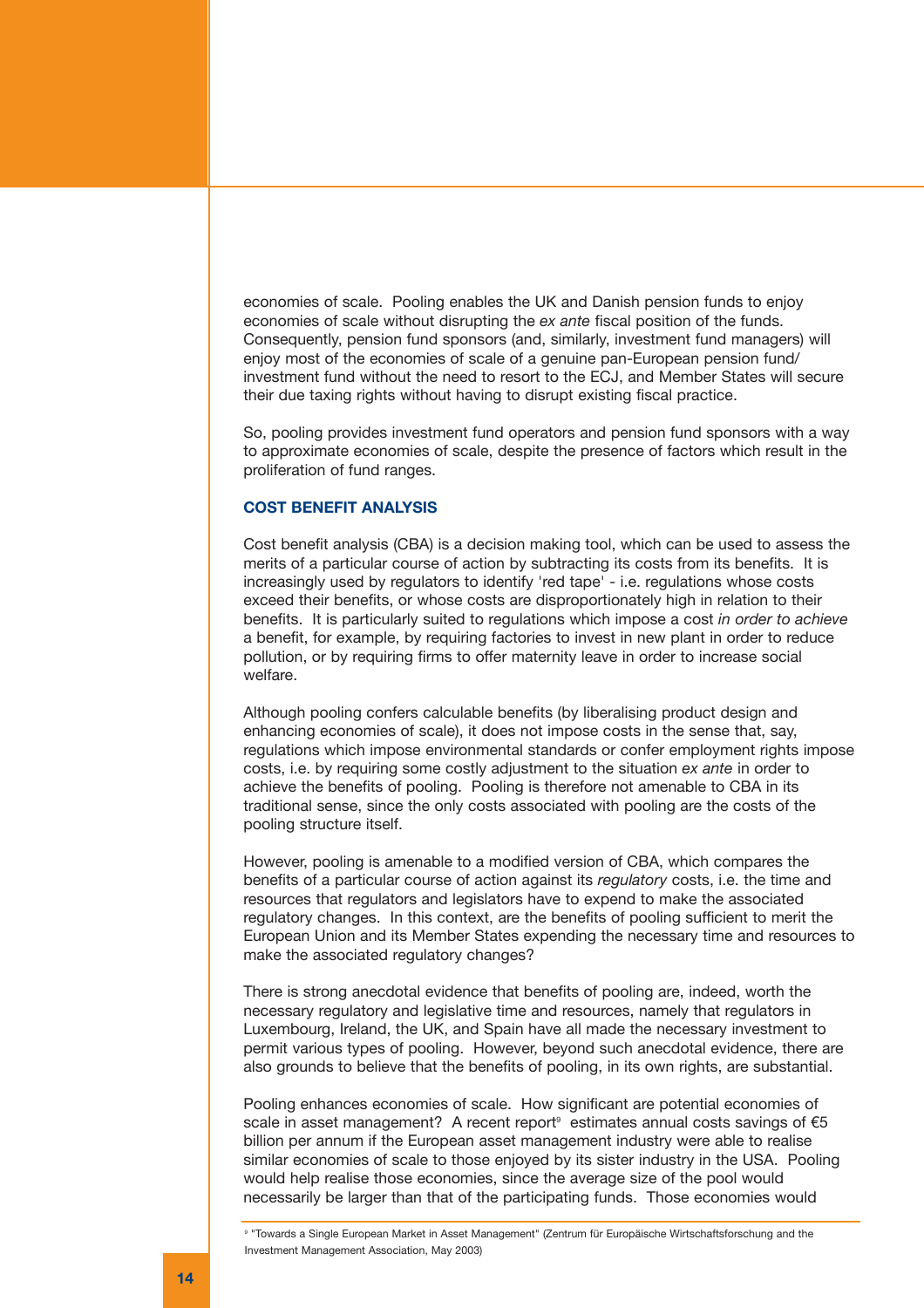economies of scale. Pooling enables the UK and Danish pension funds to enjoy economies of scale without disrupting the *ex ante* fiscal position of the funds. Consequently, pension fund sponsors (and, similarly, investment fund managers) will enjoy most of the economies of scale of a genuine pan-European pension fund/ investment fund without the need to resort to the ECJ, and Member States will secure their due taxing rights without having to disrupt existing fiscal practice.

So, pooling provides investment fund operators and pension fund sponsors with a way to approximate economies of scale, despite the presence of factors which result in the proliferation of fund ranges.

### COST BENEFIT ANALYSIS

Cost benefit analysis (CBA) is a decision making tool, which can be used to assess the merits of a particular course of action by subtracting its costs from its benefits. It is increasingly used by regulators to identify 'red tape' - i.e. regulations whose costs exceed their benefits, or whose costs are disproportionately high in relation to their benefits. It is particularly suited to regulations which impose a cost *in order to achieve* a benefit, for example, by requiring factories to invest in new plant in order to reduce pollution, or by requiring firms to offer maternity leave in order to increase social welfare.

Although pooling confers calculable benefits (by liberalising product design and enhancing economies of scale), it does not impose costs in the sense that, say, regulations which impose environmental standards or confer employment rights impose costs, i.e. by requiring some costly adjustment to the situation *ex ante* in order to achieve the benefits of pooling. Pooling is therefore not amenable to CBA in its traditional sense, since the only costs associated with pooling are the costs of the pooling structure itself.

However, pooling is amenable to a modified version of CBA, which compares the benefits of a particular course of action against its *regulatory* costs, i.e. the time and resources that regulators and legislators have to expend to make the associated regulatory changes. In this context, are the benefits of pooling sufficient to merit the European Union and its Member States expending the necessary time and resources to make the associated regulatory changes?

There is strong anecdotal evidence that benefits of pooling are, indeed, worth the necessary regulatory and legislative time and resources, namely that regulators in Luxembourg, Ireland, the UK, and Spain have all made the necessary investment to permit various types of pooling. However, beyond such anecdotal evidence, there are also grounds to believe that the benefits of pooling, in its own rights, are substantial.

Pooling enhances economies of scale. How significant are potential economies of scale in asset management? A recent report[9] estimates annual costs savings of €5 billion per annum if the European asset management industry were able to realise similar economies of scale to those enjoyed by its sister industry in the USA. Pooling would help realise those economies, since the average size of the pool would necessarily be larger than that of the participating funds. Those economies would

[9] "Towards a Single European Market in Asset Management" (Zentrum für Europäische Wirtschaftsforschung and the Investment Management Association, May 2003)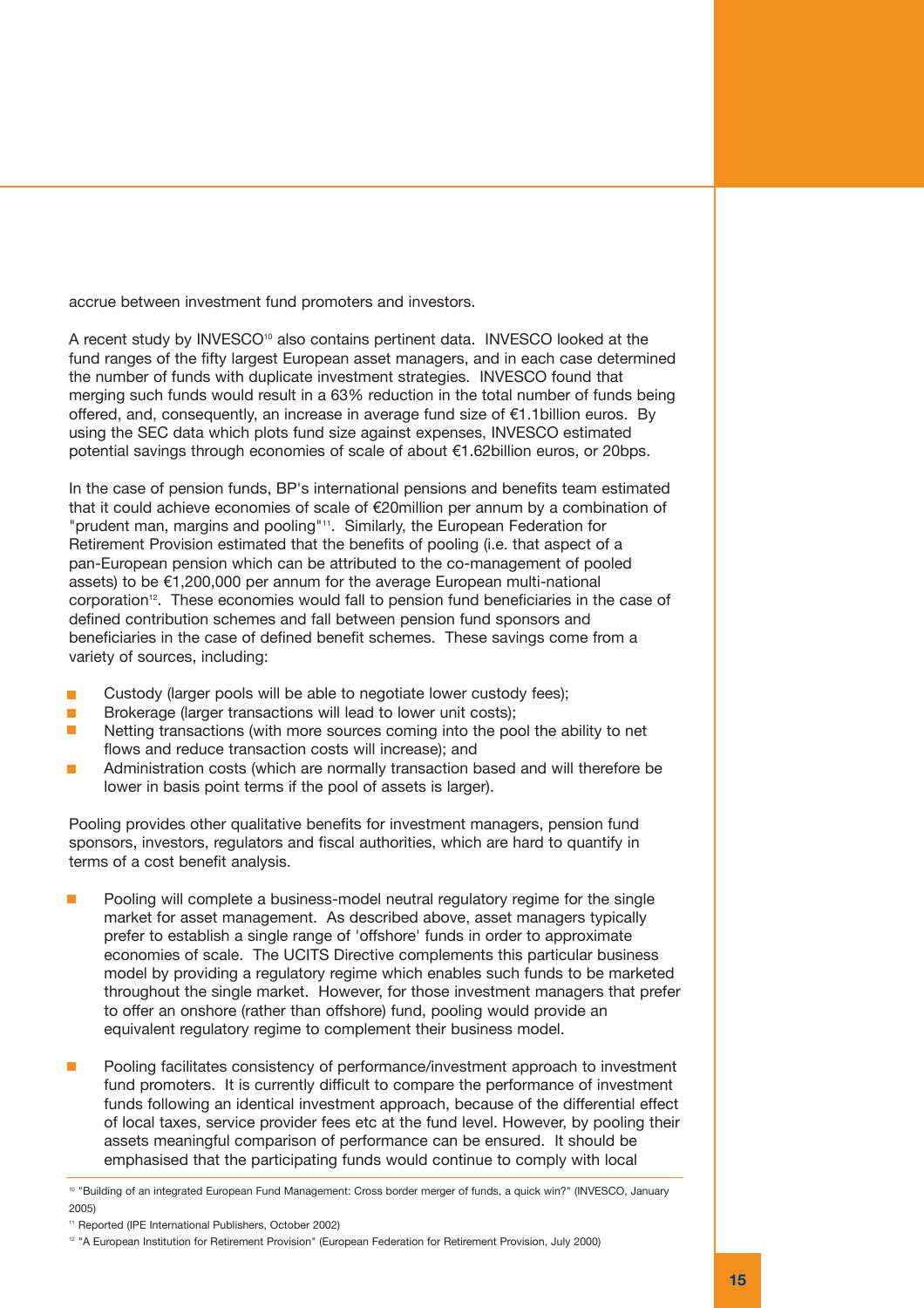accrue between investment fund promoters and investors.

A recent study by INVESCO[10] also contains pertinent data. INVESCO looked at the fund ranges of the fifty largest European asset managers, and in each case determined the number of funds with duplicate investment strategies. INVESCO found that merging such funds would result in a 63% reduction in the total number of funds being offered, and, consequently, an increase in average fund size of €1.1billion euros. By using the SEC data which plots fund size against expenses, INVESCO estimated potential savings through economies of scale of about €1.62billion euros, or 20bps.

In the case of pension funds, BP's international pensions and benefits team estimated that it could achieve economies of scale of €20million per annum by a combination of "prudent man, margins and pooling"[11]. Similarly, the European Federation for Retirement Provision estimated that the benefits of pooling (i.e. that aspect of a pan-European pension which can be attributed to the co-management of pooled assets) to be €1,200,000 per annum for the average European multi-national corporation[12]. These economies would fall to pension fund beneficiaries in the case of defined contribution schemes and fall between pension fund sponsors and beneficiaries in the case of defined benefit schemes. These savings come from a variety of sources, including:

- Custody (larger pools will be able to negotiate lower custody fees);
- Brokerage (larger transactions will lead to lower unit costs);
- Netting transactions (with more sources coming into the pool the ability to net flows and reduce transaction costs will increase); and
- Administration costs (which are normally transaction based and will therefore be lower in basis point terms if the pool of assets is larger).

Pooling provides other qualitative benefits for investment managers, pension fund sponsors, investors, regulators and fiscal authorities, which are hard to quantify in terms of a cost benefit analysis.

- Pooling will complete a business-model neutral regulatory regime for the single market for asset management. As described above, asset managers typically prefer to establish a single range of 'offshore' funds in order to approximate economies of scale. The UCITS Directive complements this particular business model by providing a regulatory regime which enables such funds to be marketed throughout the single market. However, for those investment managers that prefer to offer an onshore (rather than offshore) fund, pooling would provide an equivalent regulatory regime to complement their business model.

- Pooling facilitates consistency of performance/investment approach to investment fund promoters. It is currently difficult to compare the performance of investment funds following an identical investment approach, because of the differential effect of local taxes, service provider fees etc at the fund level. However, by pooling their assets meaningful comparison of performance can be ensured. It should be emphasised that the participating funds would continue to comply with local

[10] "Building of an integrated European Fund Management: Cross border merger of funds, a quick win?" (INVESCO, January 2005)

[11] Reported (IPE International Publishers, October 2002)

[12] "A European Institution for Retirement Provision" (European Federation for Retirement Provision, July 2000)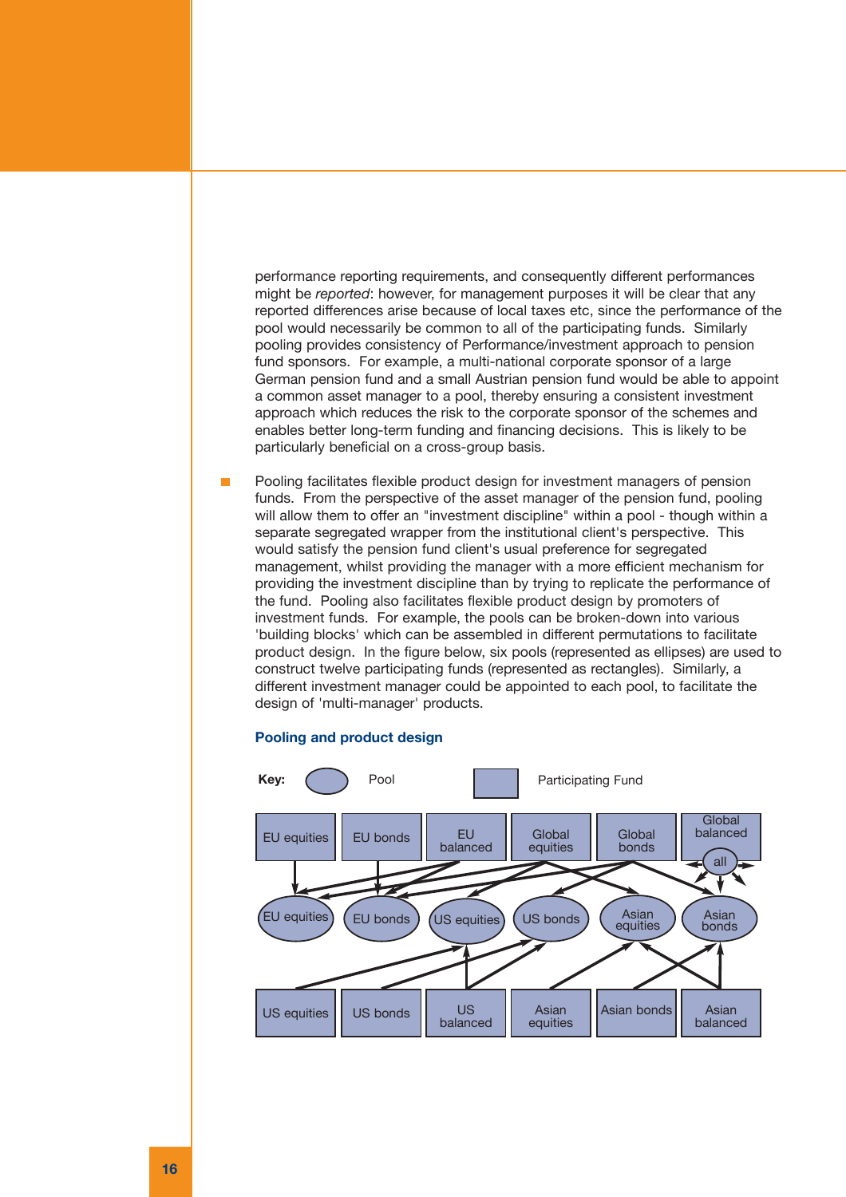performance reporting requirements, and consequently different performances might be *reported*: however, for management purposes it will be clear that any reported differences arise because of local taxes etc, since the performance of the pool would necessarily be common to all of the participating funds. Similarly pooling provides consistency of Performance/investment approach to pension fund sponsors. For example, a multi-national corporate sponsor of a large German pension fund and a small Austrian pension fund would be able to appoint a common asset manager to a pool, thereby ensuring a consistent investment approach which reduces the risk to the corporate sponsor of the schemes and enables better long-term funding and financing decisions. This is likely to be particularly beneficial on a cross-group basis.

- Pooling facilitates flexible product design for investment managers of pension funds. From the perspective of the asset manager of the pension fund, pooling will allow them to offer an "investment discipline" within a pool - though within a separate segregated wrapper from the institutional client's perspective. This would satisfy the pension fund client's usual preference for segregated management, whilst providing the manager with a more efficient mechanism for providing the investment discipline than by trying to replicate the performance of the fund. Pooling also facilitates flexible product design by promoters of investment funds. For example, the pools can be broken-down into various 'building blocks' which can be assembled in different permutations to facilitate product design. In the figure below, six pools (represented as ellipses) are used to construct twelve participating funds (represented as rectangles). Similarly, a different investment manager could be appointed to each pool, to facilitate the design of 'multi-manager' products.

### Pooling and product design

Key: Pool | Participating Fund

EU equities, EU bonds, EU balanced, Global equities, Global bonds, Global balanced

all

EU equities, EU bonds, US equities, US bonds, Asian equities, Asian bonds

US equities, US bonds, US balanced, Asian equities, Asian bonds, Asian balanced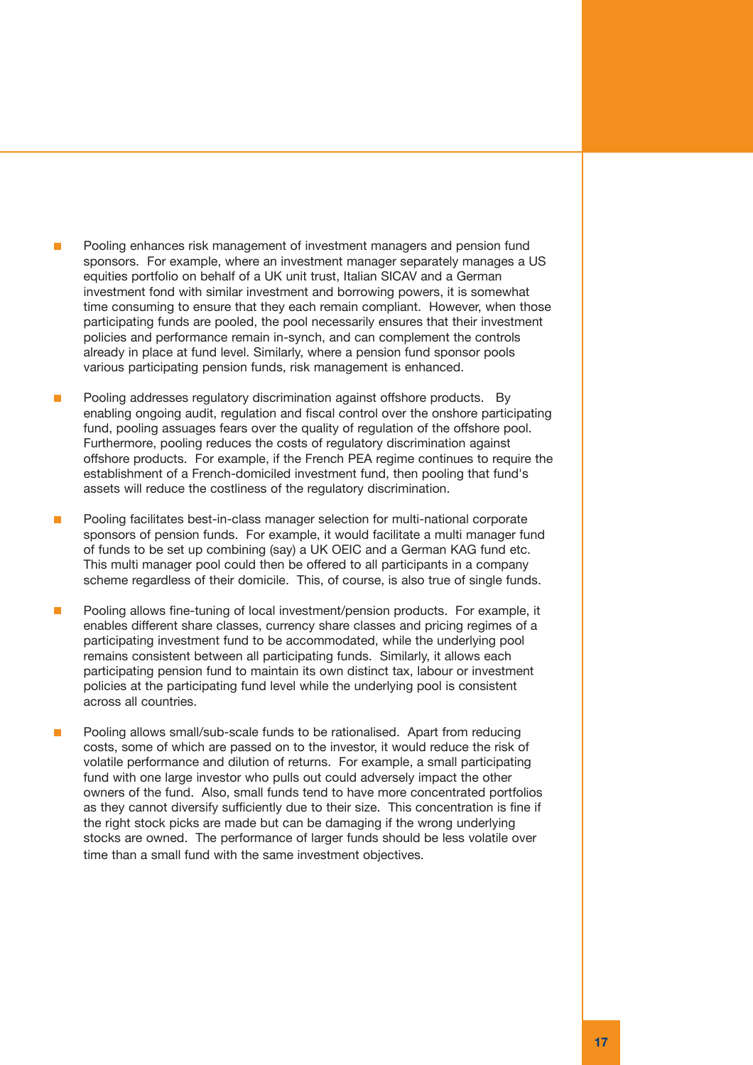- Pooling enhances risk management of investment managers and pension fund sponsors. For example, where an investment manager separately manages a US equities portfolio on behalf of a UK unit trust, Italian SICAV and a German investment fond with similar investment and borrowing powers, it is somewhat time consuming to ensure that they each remain compliant. However, when those participating funds are pooled, the pool necessarily ensures that their investment policies and performance remain in-synch, and can complement the controls already in place at fund level. Similarly, where a pension fund sponsor pools various participating pension funds, risk management is enhanced.

- Pooling addresses regulatory discrimination against offshore products. By enabling ongoing audit, regulation and fiscal control over the onshore participating fund, pooling assuages fears over the quality of regulation of the offshore pool. Furthermore, pooling reduces the costs of regulatory discrimination against offshore products. For example, if the French PEA regime continues to require the establishment of a French-domiciled investment fund, then pooling that fund's assets will reduce the costliness of the regulatory discrimination.

- Pooling facilitates best-in-class manager selection for multi-national corporate sponsors of pension funds. For example, it would facilitate a multi manager fund of funds to be set up combining (say) a UK OEIC and a German KAG fund etc. This multi manager pool could then be offered to all participants in a company scheme regardless of their domicile. This, of course, is also true of single funds.

- Pooling allows fine-tuning of local investment/pension products. For example, it enables different share classes, currency share classes and pricing regimes of a participating investment fund to be accommodated, while the underlying pool remains consistent between all participating funds. Similarly, it allows each participating pension fund to maintain its own distinct tax, labour or investment policies at the participating fund level while the underlying pool is consistent across all countries.

- Pooling allows small/sub-scale funds to be rationalised. Apart from reducing costs, some of which are passed on to the investor, it would reduce the risk of volatile performance and dilution of returns. For example, a small participating fund with one large investor who pulls out could adversely impact the other owners of the fund. Also, small funds tend to have more concentrated portfolios as they cannot diversify sufficiently due to their size. This concentration is fine if the right stock picks are made but can be damaging if the wrong underlying stocks are owned. The performance of larger funds should be less volatile over time than a small fund with the same investment objectives.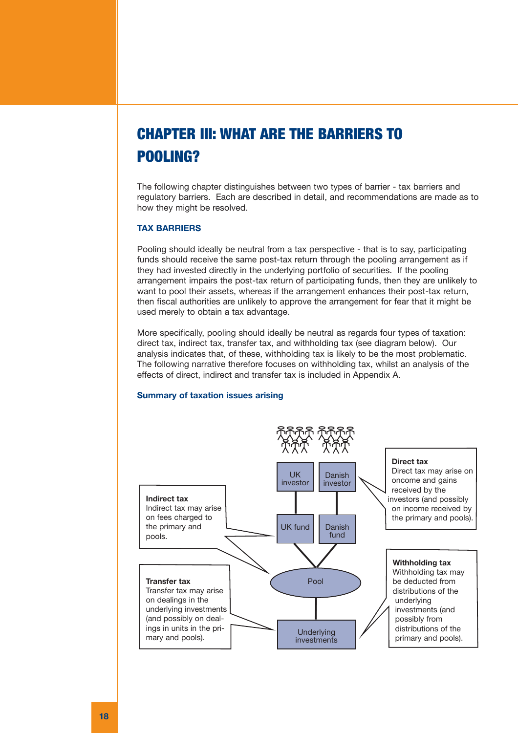# CHAPTER III: WHAT ARE THE BARRIERS TO POOLING?

The following chapter distinguishes between two types of barrier - tax barriers and regulatory barriers. Each are described in detail, and recommendations are made as to how they might be resolved.

## TAX BARRIERS

Pooling should ideally be neutral from a tax perspective - that is to say, participating funds should receive the same post-tax return through the pooling arrangement as if they had invested directly in the underlying portfolio of securities. If the pooling arrangement impairs the post-tax return of participating funds, then they are unlikely to want to pool their assets, whereas if the arrangement enhances their post-tax return, then fiscal authorities are unlikely to approve the arrangement for fear that it might be used merely to obtain a tax advantage.

More specifically, pooling should ideally be neutral as regards four types of taxation: direct tax, indirect tax, transfer tax, and withholding tax (see diagram below). Our analysis indicates that, of these, withholding tax is likely to be the most problematic. The following narrative therefore focuses on withholding tax, whilst an analysis of the effects of direct, indirect and transfer tax is included in Appendix A.

### Summary of taxation issues arising

UK investor

Danish investor

UK fund

Danish fund

Pool

Underlying investments

**Direct tax**
Direct tax may arise on oncome and gains received by the investors (and possibly on income received by the primary and pools).

**Indirect tax**
Indirect tax may arise on fees charged to the primary and pools.

**Transfer tax**
Transfer tax may arise on dealings in the underlying investments (and possibly on dealings in units in the primary and pools).

**Withholding tax**
Withholding tax may be deducted from distributions of the underlying investments (and possibly from distributions of the primary and pools).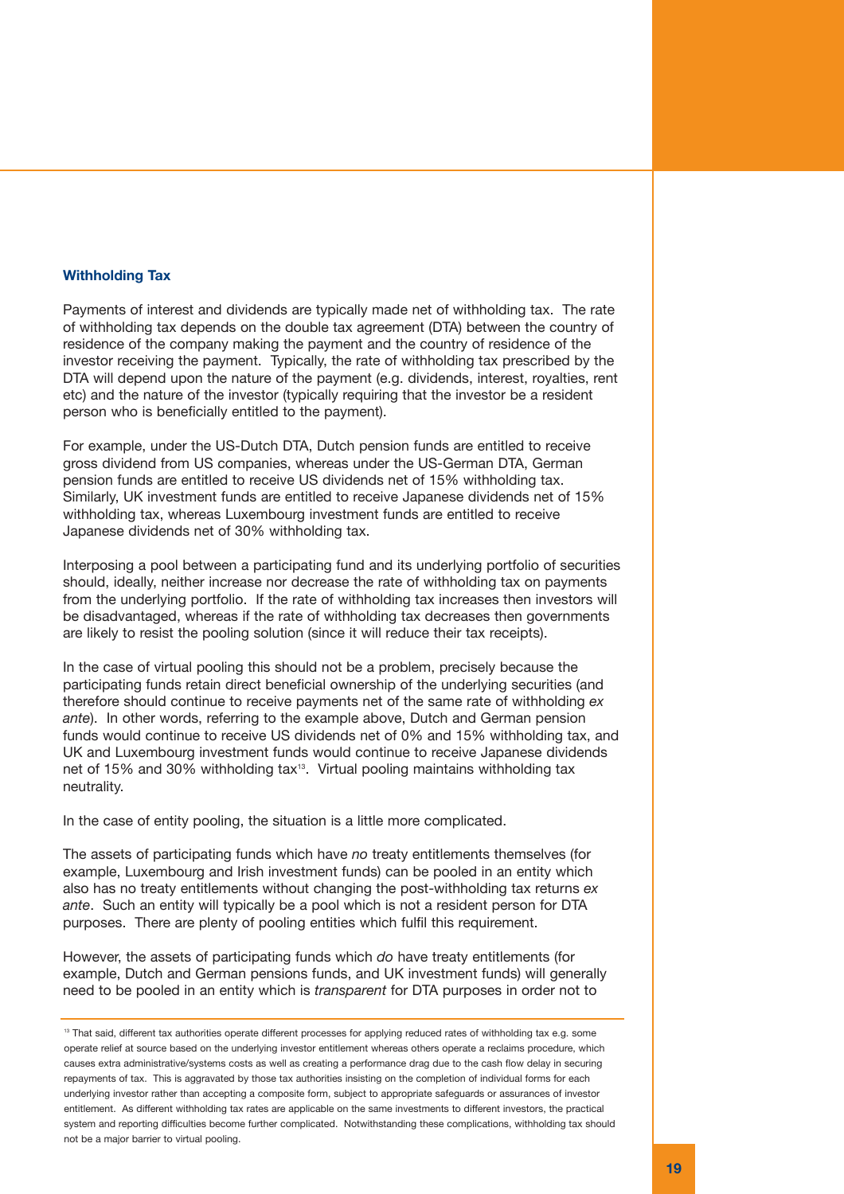**Withholding Tax**

Payments of interest and dividends are typically made net of withholding tax. The rate of withholding tax depends on the double tax agreement (DTA) between the country of residence of the company making the payment and the country of residence of the investor receiving the payment. Typically, the rate of withholding tax prescribed by the DTA will depend upon the nature of the payment (e.g. dividends, interest, royalties, rent etc) and the nature of the investor (typically requiring that the investor be a resident person who is beneficially entitled to the payment).

For example, under the US-Dutch DTA, Dutch pension funds are entitled to receive gross dividend from US companies, whereas under the US-German DTA, German pension funds are entitled to receive US dividends net of 15% withholding tax. Similarly, UK investment funds are entitled to receive Japanese dividends net of 15% withholding tax, whereas Luxembourg investment funds are entitled to receive Japanese dividends net of 30% withholding tax.

Interposing a pool between a participating fund and its underlying portfolio of securities should, ideally, neither increase nor decrease the rate of withholding tax on payments from the underlying portfolio. If the rate of withholding tax increases then investors will be disadvantaged, whereas if the rate of withholding tax decreases then governments are likely to resist the pooling solution (since it will reduce their tax receipts).

In the case of virtual pooling this should not be a problem, precisely because the participating funds retain direct beneficial ownership of the underlying securities (and therefore should continue to receive payments net of the same rate of withholding *ex ante*). In other words, referring to the example above, Dutch and German pension funds would continue to receive US dividends net of 0% and 15% withholding tax, and UK and Luxembourg investment funds would continue to receive Japanese dividends net of 15% and 30% withholding tax[13]. Virtual pooling maintains withholding tax neutrality.

In the case of entity pooling, the situation is a little more complicated.

The assets of participating funds which have *no* treaty entitlements themselves (for example, Luxembourg and Irish investment funds) can be pooled in an entity which also has no treaty entitlements without changing the post-withholding tax returns *ex ante*. Such an entity will typically be a pool which is not a resident person for DTA purposes. There are plenty of pooling entities which fulfil this requirement.

However, the assets of participating funds which *do* have treaty entitlements (for example, Dutch and German pensions funds, and UK investment funds) will generally need to be pooled in an entity which is *transparent* for DTA purposes in order not to

---

[13] That said, different tax authorities operate different processes for applying reduced rates of withholding tax e.g. some operate relief at source based on the underlying investor entitlement whereas others operate a reclaims procedure, which causes extra administrative/systems costs as well as creating a performance drag due to the cash flow delay in securing repayments of tax. This is aggravated by those tax authorities insisting on the completion of individual forms for each underlying investor rather than accepting a composite form, subject to appropriate safeguards or assurances of investor entitlement. As different withholding tax rates are applicable on the same investments to different investors, the practical system and reporting difficulties become further complicated. Notwithstanding these complications, withholding tax should not be a major barrier to virtual pooling.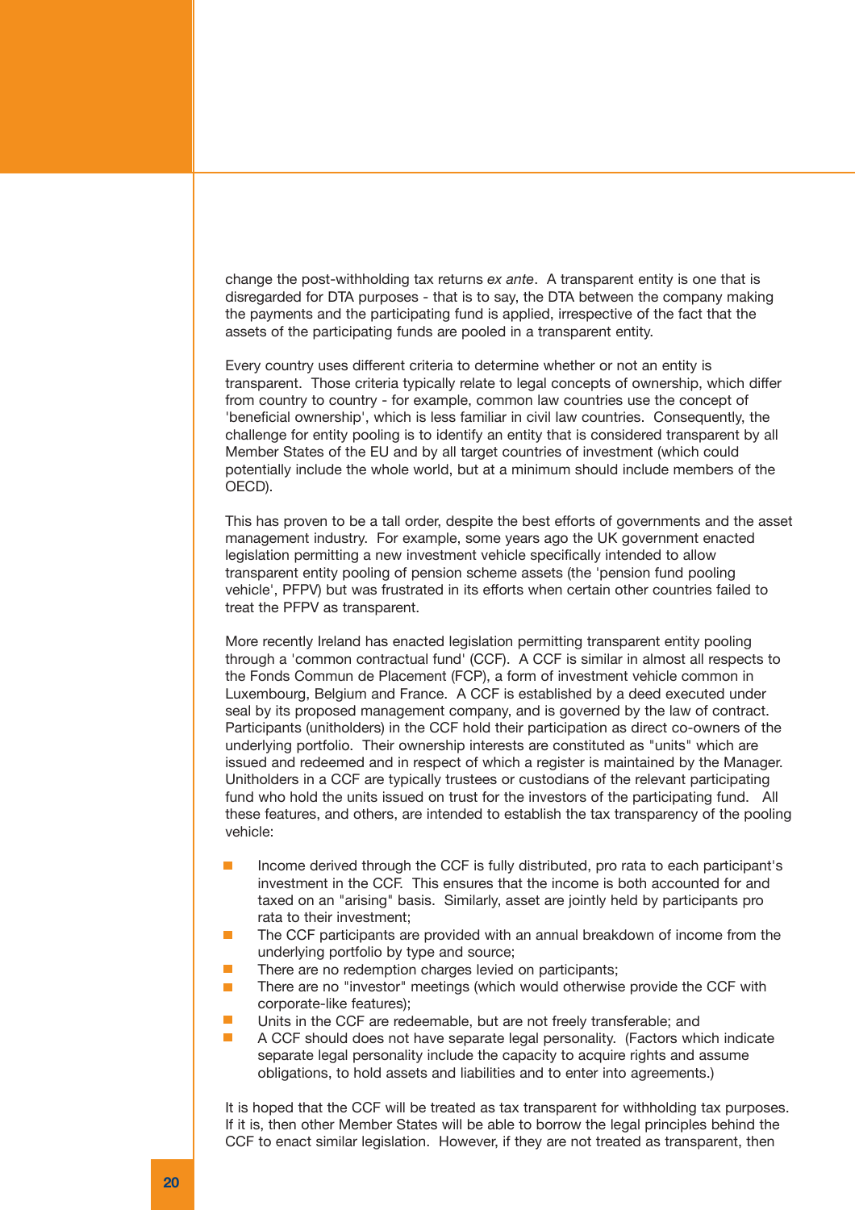change the post-withholding tax returns *ex ante*. A transparent entity is one that is disregarded for DTA purposes - that is to say, the DTA between the company making the payments and the participating fund is applied, irrespective of the fact that the assets of the participating funds are pooled in a transparent entity.

Every country uses different criteria to determine whether or not an entity is transparent. Those criteria typically relate to legal concepts of ownership, which differ from country to country - for example, common law countries use the concept of 'beneficial ownership', which is less familiar in civil law countries. Consequently, the challenge for entity pooling is to identify an entity that is considered transparent by all Member States of the EU and by all target countries of investment (which could potentially include the whole world, but at a minimum should include members of the OECD).

This has proven to be a tall order, despite the best efforts of governments and the asset management industry. For example, some years ago the UK government enacted legislation permitting a new investment vehicle specifically intended to allow transparent entity pooling of pension scheme assets (the 'pension fund pooling vehicle', PFPV) but was frustrated in its efforts when certain other countries failed to treat the PFPV as transparent.

More recently Ireland has enacted legislation permitting transparent entity pooling through a 'common contractual fund' (CCF). A CCF is similar in almost all respects to the Fonds Commun de Placement (FCP), a form of investment vehicle common in Luxembourg, Belgium and France. A CCF is established by a deed executed under seal by its proposed management company, and is governed by the law of contract. Participants (unitholders) in the CCF hold their participation as direct co-owners of the underlying portfolio. Their ownership interests are constituted as "units" which are issued and redeemed and in respect of which a register is maintained by the Manager. Unitholders in a CCF are typically trustees or custodians of the relevant participating fund who hold the units issued on trust for the investors of the participating fund. All these features, and others, are intended to establish the tax transparency of the pooling vehicle:

- Income derived through the CCF is fully distributed, pro rata to each participant's investment in the CCF. This ensures that the income is both accounted for and taxed on an "arising" basis. Similarly, asset are jointly held by participants pro rata to their investment;
- The CCF participants are provided with an annual breakdown of income from the underlying portfolio by type and source;
- There are no redemption charges levied on participants;
- There are no "investor" meetings (which would otherwise provide the CCF with corporate-like features);
- Units in the CCF are redeemable, but are not freely transferable; and
- A CCF should does not have separate legal personality. (Factors which indicate separate legal personality include the capacity to acquire rights and assume obligations, to hold assets and liabilities and to enter into agreements.)

It is hoped that the CCF will be treated as tax transparent for withholding tax purposes. If it is, then other Member States will be able to borrow the legal principles behind the CCF to enact similar legislation. However, if they are not treated as transparent, then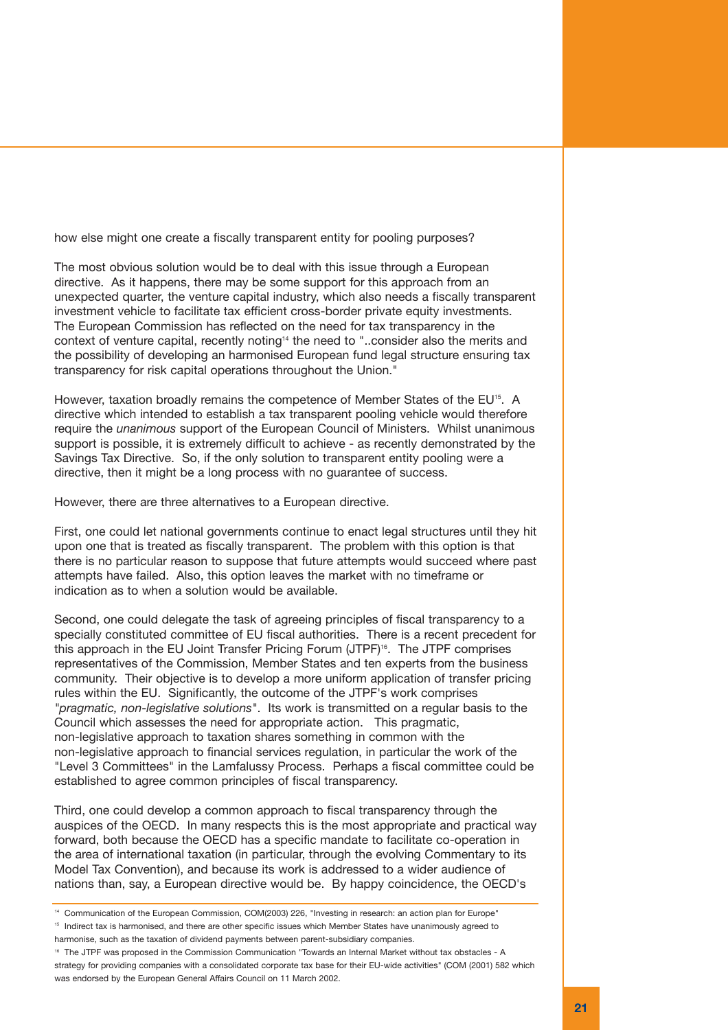how else might one create a fiscally transparent entity for pooling purposes?

The most obvious solution would be to deal with this issue through a European directive. As it happens, there may be some support for this approach from an unexpected quarter, the venture capital industry, which also needs a fiscally transparent investment vehicle to facilitate tax efficient cross-border private equity investments. The European Commission has reflected on the need for tax transparency in the context of venture capital, recently noting[14] the need to "..consider also the merits and the possibility of developing an harmonised European fund legal structure ensuring tax transparency for risk capital operations throughout the Union."

However, taxation broadly remains the competence of Member States of the EU[15]. A directive which intended to establish a tax transparent pooling vehicle would therefore require the *unanimous* support of the European Council of Ministers. Whilst unanimous support is possible, it is extremely difficult to achieve - as recently demonstrated by the Savings Tax Directive. So, if the only solution to transparent entity pooling were a directive, then it might be a long process with no guarantee of success.

However, there are three alternatives to a European directive.

First, one could let national governments continue to enact legal structures until they hit upon one that is treated as fiscally transparent. The problem with this option is that there is no particular reason to suppose that future attempts would succeed where past attempts have failed. Also, this option leaves the market with no timeframe or indication as to when a solution would be available.

Second, one could delegate the task of agreeing principles of fiscal transparency to a specially constituted committee of EU fiscal authorities. There is a recent precedent for this approach in the EU Joint Transfer Pricing Forum (JTPF)[16]. The JTPF comprises representatives of the Commission, Member States and ten experts from the business community. Their objective is to develop a more uniform application of transfer pricing rules within the EU. Significantly, the outcome of the JTPF's work comprises *"pragmatic, non-legislative solutions"*. Its work is transmitted on a regular basis to the Council which assesses the need for appropriate action. This pragmatic, non-legislative approach to taxation shares something in common with the non-legislative approach to financial services regulation, in particular the work of the "Level 3 Committees" in the Lamfalussy Process. Perhaps a fiscal committee could be established to agree common principles of fiscal transparency.

Third, one could develop a common approach to fiscal transparency through the auspices of the OECD. In many respects this is the most appropriate and practical way forward, both because the OECD has a specific mandate to facilitate co-operation in the area of international taxation (in particular, through the evolving Commentary to its Model Tax Convention), and because its work is addressed to a wider audience of nations than, say, a European directive would be. By happy coincidence, the OECD's

---

[14] Communication of the European Commission, COM(2003) 226, "Investing in research: an action plan for Europe"

[15] Indirect tax is harmonised, and there are other specific issues which Member States have unanimously agreed to harmonise, such as the taxation of dividend payments between parent-subsidiary companies.

[16] The JTPF was proposed in the Commission Communication "Towards an Internal Market without tax obstacles - A strategy for providing companies with a consolidated corporate tax base for their EU-wide activities" (COM (2001) 582 which was endorsed by the European General Affairs Council on 11 March 2002.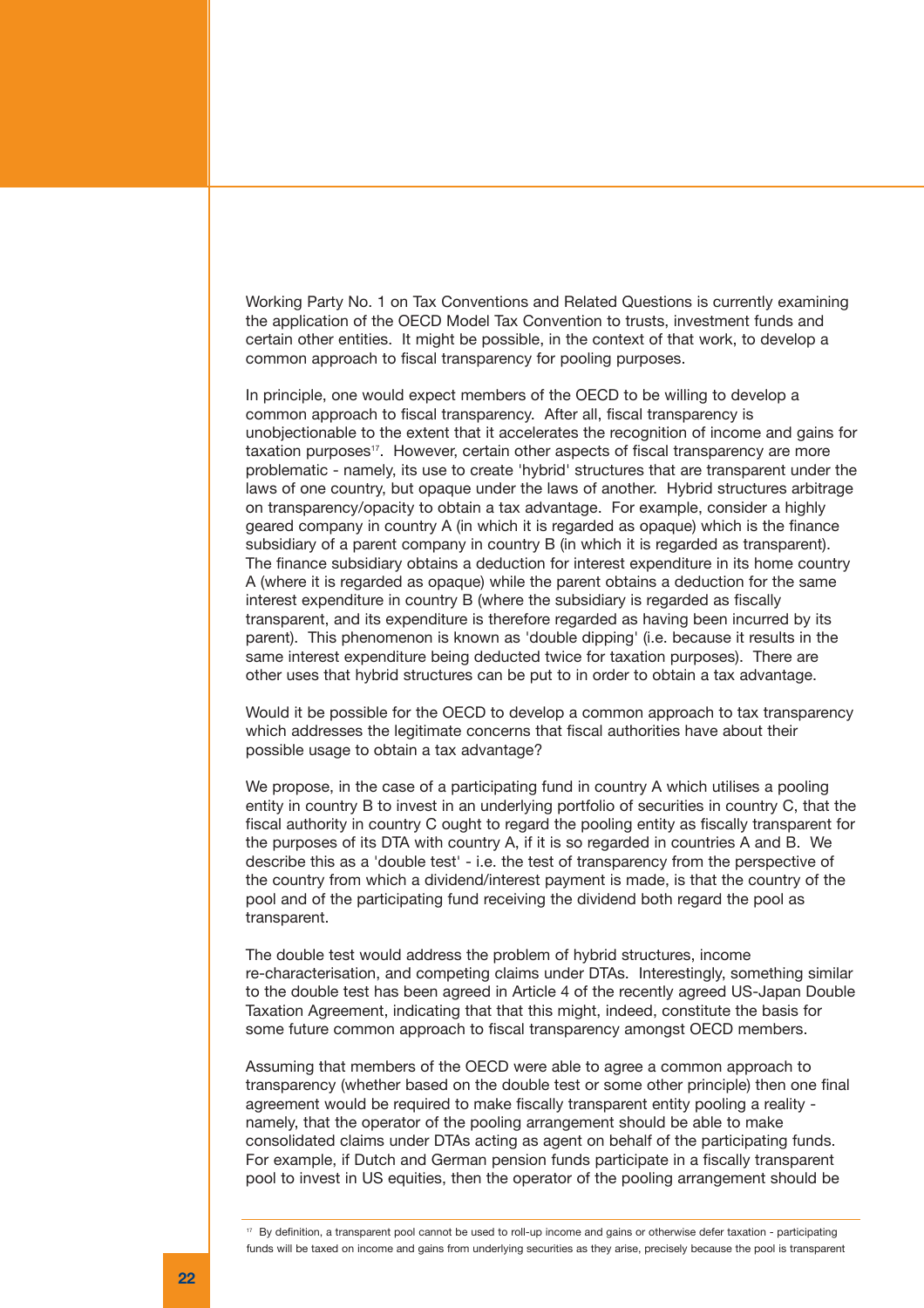Working Party No. 1 on Tax Conventions and Related Questions is currently examining the application of the OECD Model Tax Convention to trusts, investment funds and certain other entities. It might be possible, in the context of that work, to develop a common approach to fiscal transparency for pooling purposes.

In principle, one would expect members of the OECD to be willing to develop a common approach to fiscal transparency. After all, fiscal transparency is unobjectionable to the extent that it accelerates the recognition of income and gains for taxation purposes[17]. However, certain other aspects of fiscal transparency are more problematic - namely, its use to create 'hybrid' structures that are transparent under the laws of one country, but opaque under the laws of another. Hybrid structures arbitrage on transparency/opacity to obtain a tax advantage. For example, consider a highly geared company in country A (in which it is regarded as opaque) which is the finance subsidiary of a parent company in country B (in which it is regarded as transparent). The finance subsidiary obtains a deduction for interest expenditure in its home country A (where it is regarded as opaque) while the parent obtains a deduction for the same interest expenditure in country B (where the subsidiary is regarded as fiscally transparent, and its expenditure is therefore regarded as having been incurred by its parent). This phenomenon is known as 'double dipping' (i.e. because it results in the same interest expenditure being deducted twice for taxation purposes). There are other uses that hybrid structures can be put to in order to obtain a tax advantage.

Would it be possible for the OECD to develop a common approach to tax transparency which addresses the legitimate concerns that fiscal authorities have about their possible usage to obtain a tax advantage?

We propose, in the case of a participating fund in country A which utilises a pooling entity in country B to invest in an underlying portfolio of securities in country C, that the fiscal authority in country C ought to regard the pooling entity as fiscally transparent for the purposes of its DTA with country A, if it is so regarded in countries A and B. We describe this as a 'double test' - i.e. the test of transparency from the perspective of the country from which a dividend/interest payment is made, is that the country of the pool and of the participating fund receiving the dividend both regard the pool as transparent.

The double test would address the problem of hybrid structures, income re-characterisation, and competing claims under DTAs. Interestingly, something similar to the double test has been agreed in Article 4 of the recently agreed US-Japan Double Taxation Agreement, indicating that that this might, indeed, constitute the basis for some future common approach to fiscal transparency amongst OECD members.

Assuming that members of the OECD were able to agree a common approach to transparency (whether based on the double test or some other principle) then one final agreement would be required to make fiscally transparent entity pooling a reality - namely, that the operator of the pooling arrangement should be able to make consolidated claims under DTAs acting as agent on behalf of the participating funds. For example, if Dutch and German pension funds participate in a fiscally transparent pool to invest in US equities, then the operator of the pooling arrangement should be

[17] By definition, a transparent pool cannot be used to roll-up income and gains or otherwise defer taxation - participating funds will be taxed on income and gains from underlying securities as they arise, precisely because the pool is transparent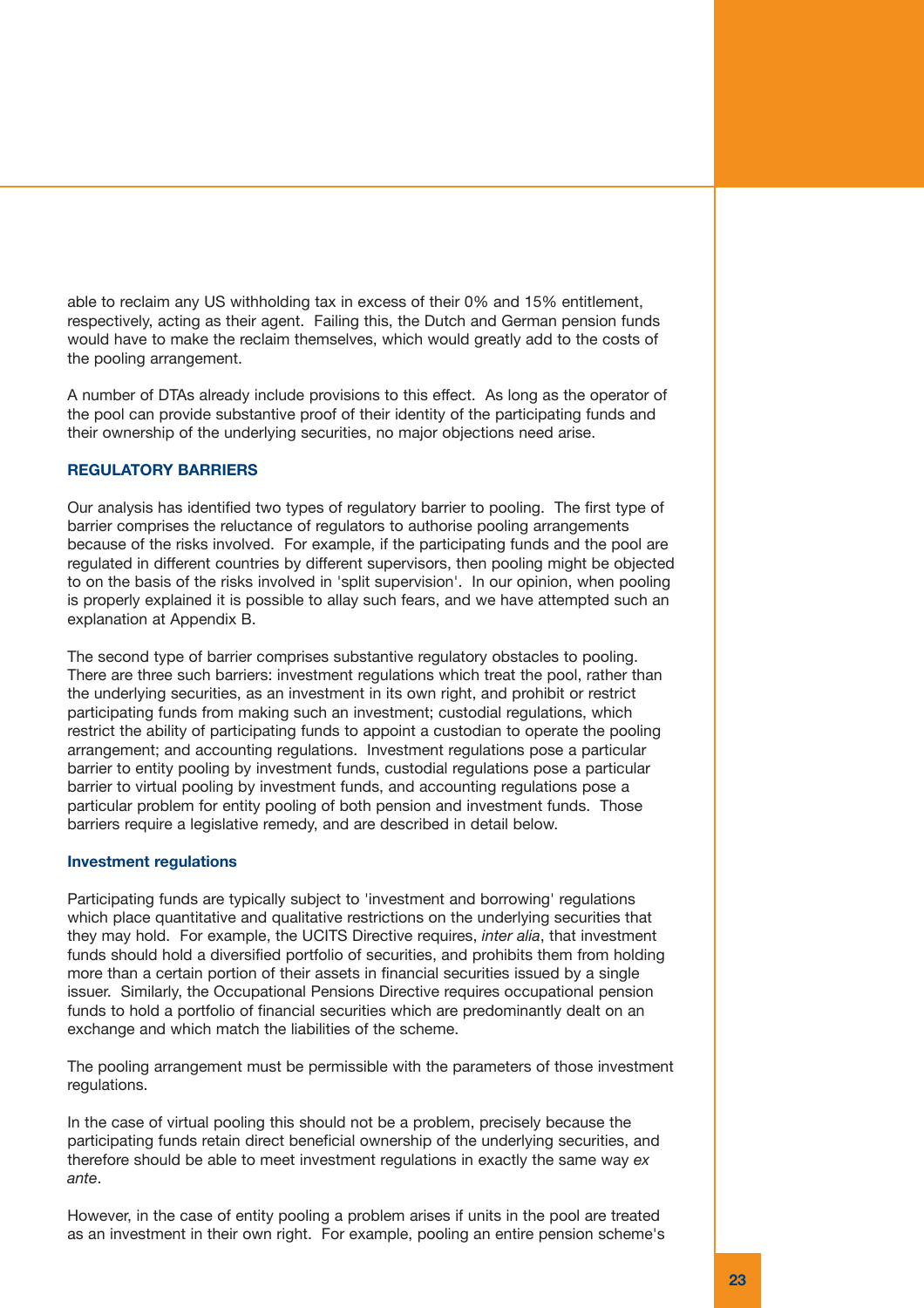able to reclaim any US withholding tax in excess of their 0% and 15% entitlement, respectively, acting as their agent. Failing this, the Dutch and German pension funds would have to make the reclaim themselves, which would greatly add to the costs of the pooling arrangement.

A number of DTAs already include provisions to this effect. As long as the operator of the pool can provide substantive proof of their identity of the participating funds and their ownership of the underlying securities, no major objections need arise.

### REGULATORY BARRIERS

Our analysis has identified two types of regulatory barrier to pooling. The first type of barrier comprises the reluctance of regulators to authorise pooling arrangements because of the risks involved. For example, if the participating funds and the pool are regulated in different countries by different supervisors, then pooling might be objected to on the basis of the risks involved in 'split supervision'. In our opinion, when pooling is properly explained it is possible to allay such fears, and we have attempted such an explanation at Appendix B.

The second type of barrier comprises substantive regulatory obstacles to pooling. There are three such barriers: investment regulations which treat the pool, rather than the underlying securities, as an investment in its own right, and prohibit or restrict participating funds from making such an investment; custodial regulations, which restrict the ability of participating funds to appoint a custodian to operate the pooling arrangement; and accounting regulations. Investment regulations pose a particular barrier to entity pooling by investment funds, custodial regulations pose a particular barrier to virtual pooling by investment funds, and accounting regulations pose a particular problem for entity pooling of both pension and investment funds. Those barriers require a legislative remedy, and are described in detail below.

#### Investment regulations

Participating funds are typically subject to 'investment and borrowing' regulations which place quantitative and qualitative restrictions on the underlying securities that they may hold. For example, the UCITS Directive requires, *inter alia*, that investment funds should hold a diversified portfolio of securities, and prohibits them from holding more than a certain portion of their assets in financial securities issued by a single issuer. Similarly, the Occupational Pensions Directive requires occupational pension funds to hold a portfolio of financial securities which are predominantly dealt on an exchange and which match the liabilities of the scheme.

The pooling arrangement must be permissible with the parameters of those investment regulations.

In the case of virtual pooling this should not be a problem, precisely because the participating funds retain direct beneficial ownership of the underlying securities, and therefore should be able to meet investment regulations in exactly the same way *ex ante*.

However, in the case of entity pooling a problem arises if units in the pool are treated as an investment in their own right. For example, pooling an entire pension scheme's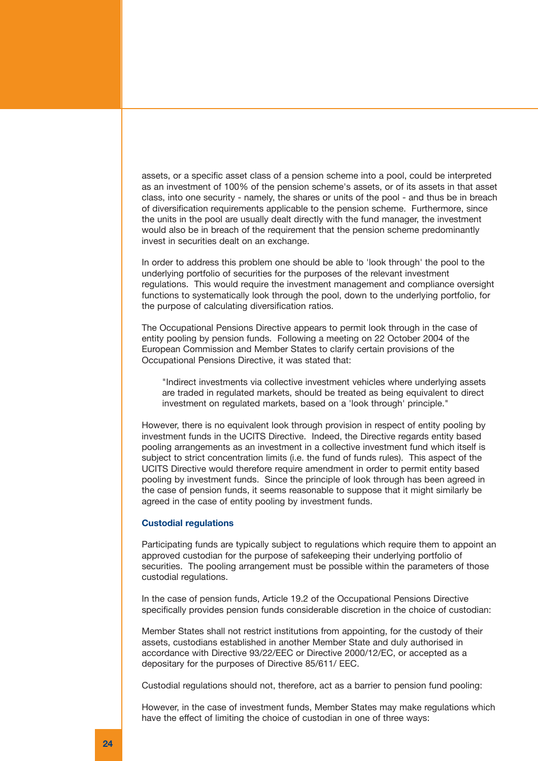assets, or a specific asset class of a pension scheme into a pool, could be interpreted as an investment of 100% of the pension scheme's assets, or of its assets in that asset class, into one security - namely, the shares or units of the pool - and thus be in breach of diversification requirements applicable to the pension scheme. Furthermore, since the units in the pool are usually dealt directly with the fund manager, the investment would also be in breach of the requirement that the pension scheme predominantly invest in securities dealt on an exchange.

In order to address this problem one should be able to 'look through' the pool to the underlying portfolio of securities for the purposes of the relevant investment regulations. This would require the investment management and compliance oversight functions to systematically look through the pool, down to the underlying portfolio, for the purpose of calculating diversification ratios.

The Occupational Pensions Directive appears to permit look through in the case of entity pooling by pension funds. Following a meeting on 22 October 2004 of the European Commission and Member States to clarify certain provisions of the Occupational Pensions Directive, it was stated that:

> "Indirect investments via collective investment vehicles where underlying assets are traded in regulated markets, should be treated as being equivalent to direct investment on regulated markets, based on a 'look through' principle."

However, there is no equivalent look through provision in respect of entity pooling by investment funds in the UCITS Directive. Indeed, the Directive regards entity based pooling arrangements as an investment in a collective investment fund which itself is subject to strict concentration limits (i.e. the fund of funds rules). This aspect of the UCITS Directive would therefore require amendment in order to permit entity based pooling by investment funds. Since the principle of look through has been agreed in the case of pension funds, it seems reasonable to suppose that it might similarly be agreed in the case of entity pooling by investment funds.

### Custodial regulations

Participating funds are typically subject to regulations which require them to appoint an approved custodian for the purpose of safekeeping their underlying portfolio of securities. The pooling arrangement must be possible within the parameters of those custodial regulations.

In the case of pension funds, Article 19.2 of the Occupational Pensions Directive specifically provides pension funds considerable discretion in the choice of custodian:

Member States shall not restrict institutions from appointing, for the custody of their assets, custodians established in another Member State and duly authorised in accordance with Directive 93/22/EEC or Directive 2000/12/EC, or accepted as a depositary for the purposes of Directive 85/611/ EEC.

Custodial regulations should not, therefore, act as a barrier to pension fund pooling:

However, in the case of investment funds, Member States may make regulations which have the effect of limiting the choice of custodian in one of three ways: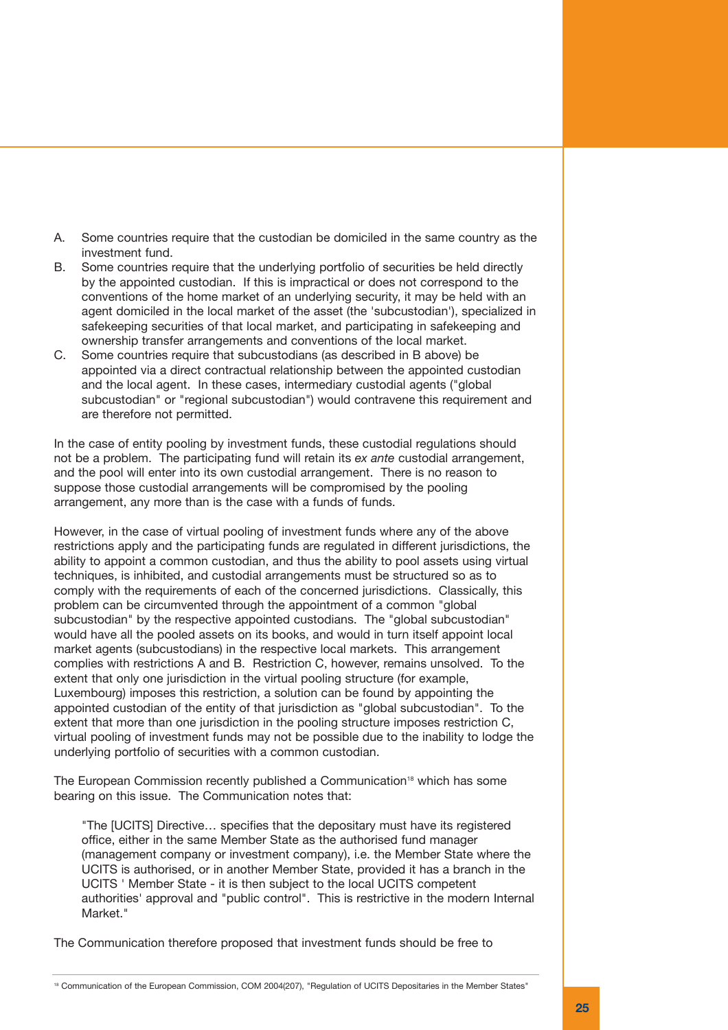A. Some countries require that the custodian be domiciled in the same country as the investment fund.

B. Some countries require that the underlying portfolio of securities be held directly by the appointed custodian. If this is impractical or does not correspond to the conventions of the home market of an underlying security, it may be held with an agent domiciled in the local market of the asset (the 'subcustodian'), specialized in safekeeping securities of that local market, and participating in safekeeping and ownership transfer arrangements and conventions of the local market.

C. Some countries require that subcustodians (as described in B above) be appointed via a direct contractual relationship between the appointed custodian and the local agent. In these cases, intermediary custodial agents ("global subcustodian" or "regional subcustodian") would contravene this requirement and are therefore not permitted.

In the case of entity pooling by investment funds, these custodial regulations should not be a problem. The participating fund will retain its *ex ante* custodial arrangement, and the pool will enter into its own custodial arrangement. There is no reason to suppose those custodial arrangements will be compromised by the pooling arrangement, any more than is the case with a funds of funds.

However, in the case of virtual pooling of investment funds where any of the above restrictions apply and the participating funds are regulated in different jurisdictions, the ability to appoint a common custodian, and thus the ability to pool assets using virtual techniques, is inhibited, and custodial arrangements must be structured so as to comply with the requirements of each of the concerned jurisdictions. Classically, this problem can be circumvented through the appointment of a common "global subcustodian" by the respective appointed custodians. The "global subcustodian" would have all the pooled assets on its books, and would in turn itself appoint local market agents (subcustodians) in the respective local markets. This arrangement complies with restrictions A and B. Restriction C, however, remains unsolved. To the extent that only one jurisdiction in the virtual pooling structure (for example, Luxembourg) imposes this restriction, a solution can be found by appointing the appointed custodian of the entity of that jurisdiction as "global subcustodian". To the extent that more than one jurisdiction in the pooling structure imposes restriction C, virtual pooling of investment funds may not be possible due to the inability to lodge the underlying portfolio of securities with a common custodian.

The European Commission recently published a Communication[18] which has some bearing on this issue. The Communication notes that:

> "The [UCITS] Directive… specifies that the depositary must have its registered office, either in the same Member State as the authorised fund manager (management company or investment company), i.e. the Member State where the UCITS is authorised, or in another Member State, provided it has a branch in the UCITS ' Member State - it is then subject to the local UCITS competent authorities' approval and "public control". This is restrictive in the modern Internal Market."

The Communication therefore proposed that investment funds should be free to

[18] Communication of the European Commission, COM 2004(207), "Regulation of UCITS Depositaries in the Member States"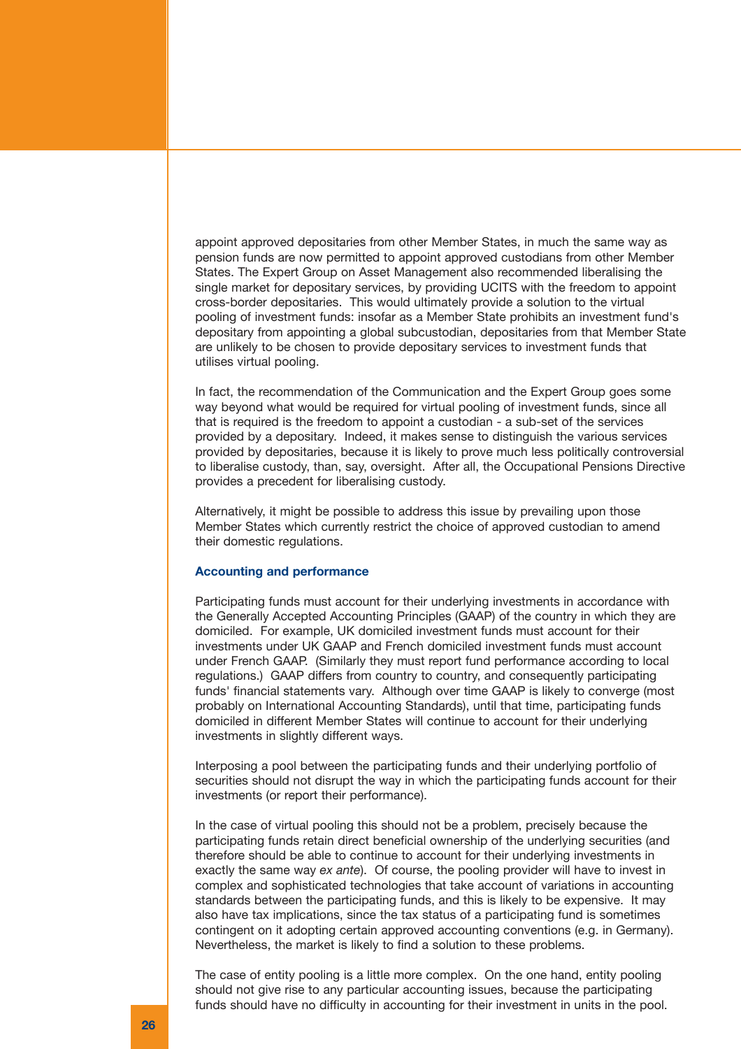appoint approved depositaries from other Member States, in much the same way as pension funds are now permitted to appoint approved custodians from other Member States. The Expert Group on Asset Management also recommended liberalising the single market for depositary services, by providing UCITS with the freedom to appoint cross-border depositaries. This would ultimately provide a solution to the virtual pooling of investment funds: insofar as a Member State prohibits an investment fund's depositary from appointing a global subcustodian, depositaries from that Member State are unlikely to be chosen to provide depositary services to investment funds that utilises virtual pooling.

In fact, the recommendation of the Communication and the Expert Group goes some way beyond what would be required for virtual pooling of investment funds, since all that is required is the freedom to appoint a custodian - a sub-set of the services provided by a depositary. Indeed, it makes sense to distinguish the various services provided by depositaries, because it is likely to prove much less politically controversial to liberalise custody, than, say, oversight. After all, the Occupational Pensions Directive provides a precedent for liberalising custody.

Alternatively, it might be possible to address this issue by prevailing upon those Member States which currently restrict the choice of approved custodian to amend their domestic regulations.

### Accounting and performance

Participating funds must account for their underlying investments in accordance with the Generally Accepted Accounting Principles (GAAP) of the country in which they are domiciled. For example, UK domiciled investment funds must account for their investments under UK GAAP and French domiciled investment funds must account under French GAAP. (Similarly they must report fund performance according to local regulations.) GAAP differs from country to country, and consequently participating funds' financial statements vary. Although over time GAAP is likely to converge (most probably on International Accounting Standards), until that time, participating funds domiciled in different Member States will continue to account for their underlying investments in slightly different ways.

Interposing a pool between the participating funds and their underlying portfolio of securities should not disrupt the way in which the participating funds account for their investments (or report their performance).

In the case of virtual pooling this should not be a problem, precisely because the participating funds retain direct beneficial ownership of the underlying securities (and therefore should be able to continue to account for their underlying investments in exactly the same way *ex ante*). Of course, the pooling provider will have to invest in complex and sophisticated technologies that take account of variations in accounting standards between the participating funds, and this is likely to be expensive. It may also have tax implications, since the tax status of a participating fund is sometimes contingent on it adopting certain approved accounting conventions (e.g. in Germany). Nevertheless, the market is likely to find a solution to these problems.

The case of entity pooling is a little more complex. On the one hand, entity pooling should not give rise to any particular accounting issues, because the participating funds should have no difficulty in accounting for their investment in units in the pool.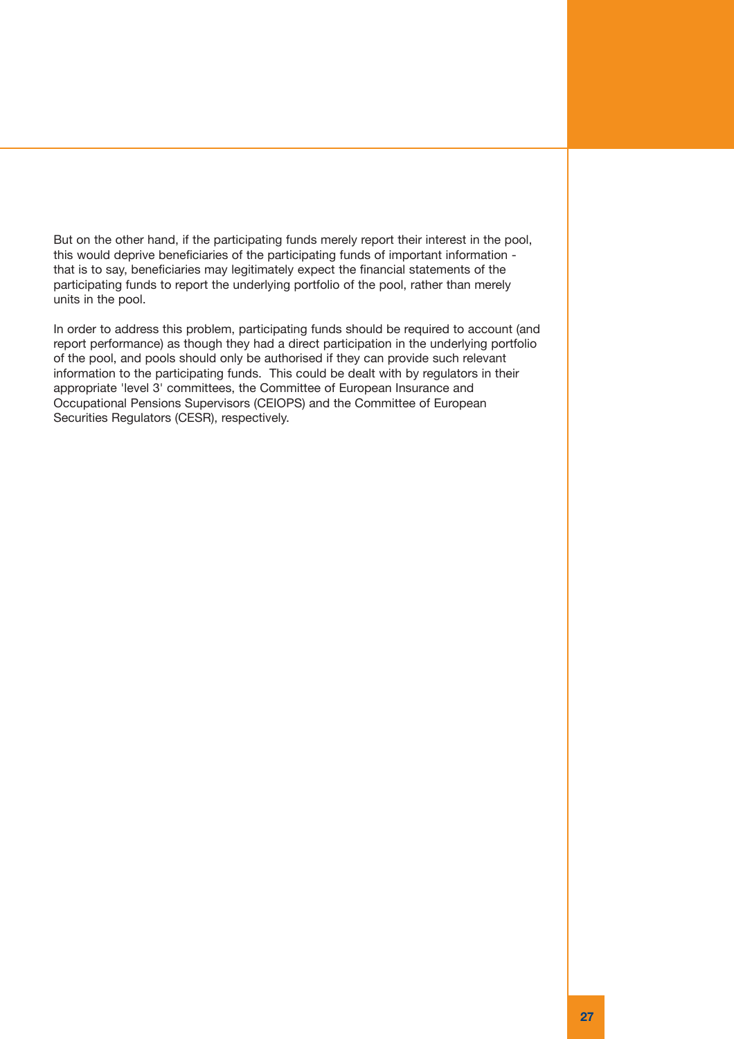But on the other hand, if the participating funds merely report their interest in the pool, this would deprive beneficiaries of the participating funds of important information - that is to say, beneficiaries may legitimately expect the financial statements of the participating funds to report the underlying portfolio of the pool, rather than merely units in the pool.

In order to address this problem, participating funds should be required to account (and report performance) as though they had a direct participation in the underlying portfolio of the pool, and pools should only be authorised if they can provide such relevant information to the participating funds. This could be dealt with by regulators in their appropriate 'level 3' committees, the Committee of European Insurance and Occupational Pensions Supervisors (CEIOPS) and the Committee of European Securities Regulators (CESR), respectively.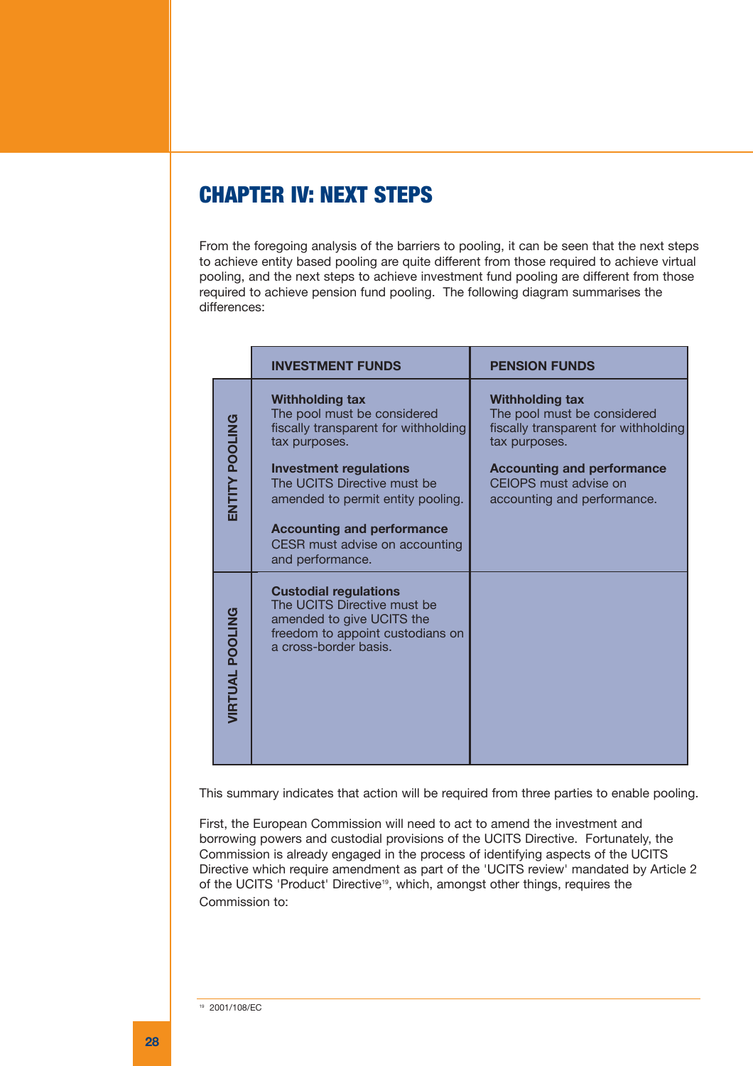# CHAPTER IV: NEXT STEPS

From the foregoing analysis of the barriers to pooling, it can be seen that the next steps to achieve entity based pooling are quite different from those required to achieve virtual pooling, and the next steps to achieve investment fund pooling are different from those required to achieve pension fund pooling. The following diagram summarises the differences:

| | INVESTMENT FUNDS | PENSION FUNDS |
|---|---|---|
| ENTITY POOLING | **Withholding tax** The pool must be considered fiscally transparent for withholding tax purposes. **Investment regulations** The UCITS Directive must be amended to permit entity pooling. **Accounting and performance** CESR must advise on accounting and performance. | **Withholding tax** The pool must be considered fiscally transparent for withholding tax purposes. **Accounting and performance** CEIOPS must advise on accounting and performance. |
| VIRTUAL POOLING | **Custodial regulations** The UCITS Directive must be amended to give UCITS the freedom to appoint custodians on a cross-border basis. | |

This summary indicates that action will be required from three parties to enable pooling.

First, the European Commission will need to act to amend the investment and borrowing powers and custodial provisions of the UCITS Directive. Fortunately, the Commission is already engaged in the process of identifying aspects of the UCITS Directive which require amendment as part of the 'UCITS review' mandated by Article 2 of the UCITS 'Product' Directive[19], which, amongst other things, requires the Commission to:

[19] 2001/108/EC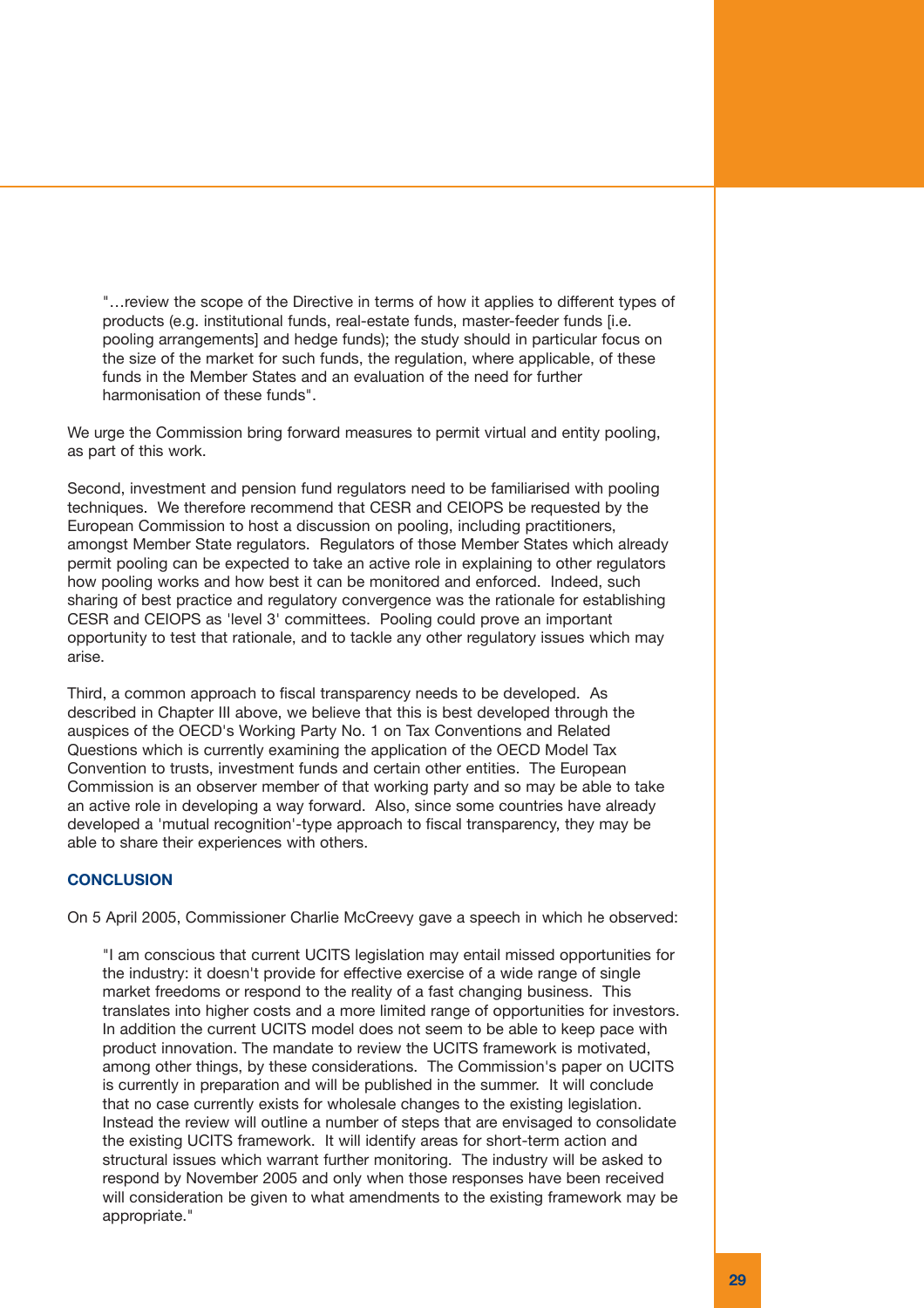> "…review the scope of the Directive in terms of how it applies to different types of products (e.g. institutional funds, real-estate funds, master-feeder funds [i.e. pooling arrangements] and hedge funds); the study should in particular focus on the size of the market for such funds, the regulation, where applicable, of these funds in the Member States and an evaluation of the need for further harmonisation of these funds".

We urge the Commission bring forward measures to permit virtual and entity pooling, as part of this work.

Second, investment and pension fund regulators need to be familiarised with pooling techniques. We therefore recommend that CESR and CEIOPS be requested by the European Commission to host a discussion on pooling, including practitioners, amongst Member State regulators. Regulators of those Member States which already permit pooling can be expected to take an active role in explaining to other regulators how pooling works and how best it can be monitored and enforced. Indeed, such sharing of best practice and regulatory convergence was the rationale for establishing CESR and CEIOPS as 'level 3' committees. Pooling could prove an important opportunity to test that rationale, and to tackle any other regulatory issues which may arise.

Third, a common approach to fiscal transparency needs to be developed. As described in Chapter III above, we believe that this is best developed through the auspices of the OECD's Working Party No. 1 on Tax Conventions and Related Questions which is currently examining the application of the OECD Model Tax Convention to trusts, investment funds and certain other entities. The European Commission is an observer member of that working party and so may be able to take an active role in developing a way forward. Also, since some countries have already developed a 'mutual recognition'-type approach to fiscal transparency, they may be able to share their experiences with others.

## CONCLUSION

On 5 April 2005, Commissioner Charlie McCreevy gave a speech in which he observed:

> "I am conscious that current UCITS legislation may entail missed opportunities for the industry: it doesn't provide for effective exercise of a wide range of single market freedoms or respond to the reality of a fast changing business. This translates into higher costs and a more limited range of opportunities for investors. In addition the current UCITS model does not seem to be able to keep pace with product innovation. The mandate to review the UCITS framework is motivated, among other things, by these considerations. The Commission's paper on UCITS is currently in preparation and will be published in the summer. It will conclude that no case currently exists for wholesale changes to the existing legislation. Instead the review will outline a number of steps that are envisaged to consolidate the existing UCITS framework. It will identify areas for short-term action and structural issues which warrant further monitoring. The industry will be asked to respond by November 2005 and only when those responses have been received will consideration be given to what amendments to the existing framework may be appropriate."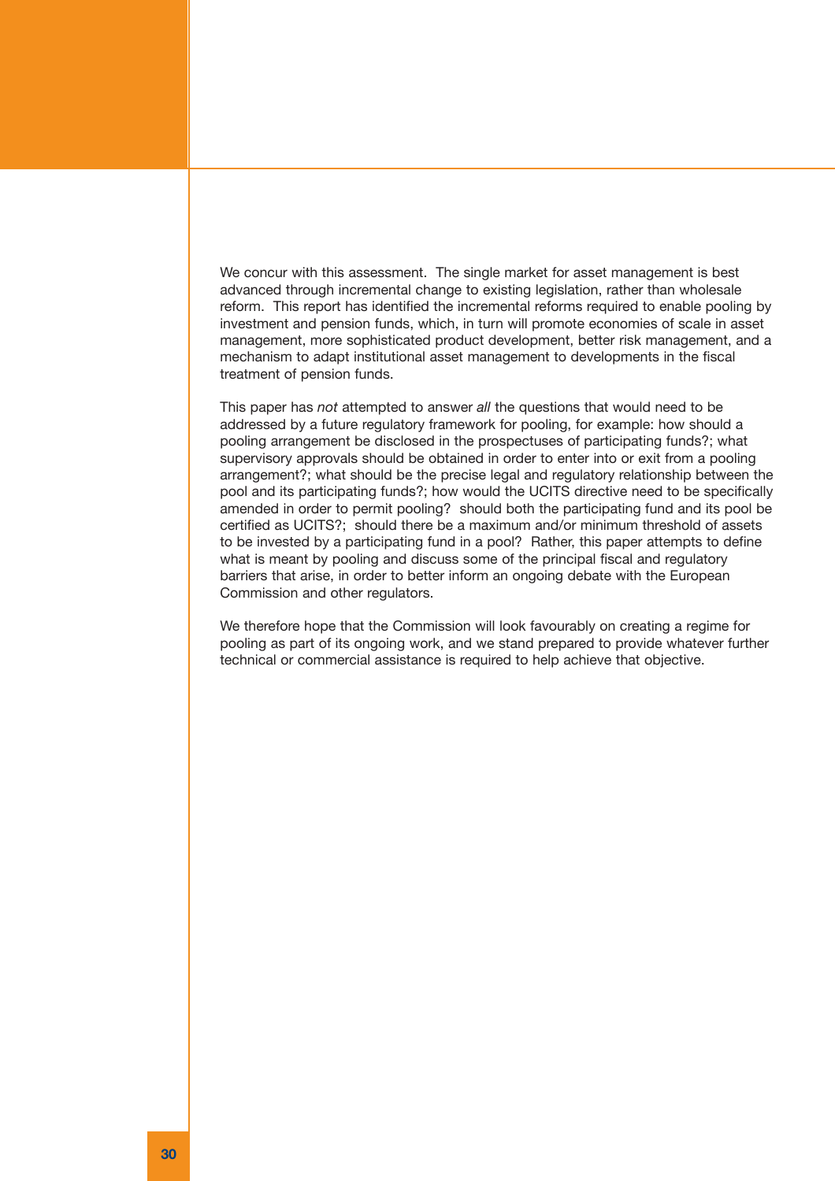We concur with this assessment. The single market for asset management is best advanced through incremental change to existing legislation, rather than wholesale reform. This report has identified the incremental reforms required to enable pooling by investment and pension funds, which, in turn will promote economies of scale in asset management, more sophisticated product development, better risk management, and a mechanism to adapt institutional asset management to developments in the fiscal treatment of pension funds.

This paper has *not* attempted to answer *all* the questions that would need to be addressed by a future regulatory framework for pooling, for example: how should a pooling arrangement be disclosed in the prospectuses of participating funds?; what supervisory approvals should be obtained in order to enter into or exit from a pooling arrangement?; what should be the precise legal and regulatory relationship between the pool and its participating funds?; how would the UCITS directive need to be specifically amended in order to permit pooling? should both the participating fund and its pool be certified as UCITS?; should there be a maximum and/or minimum threshold of assets to be invested by a participating fund in a pool? Rather, this paper attempts to define what is meant by pooling and discuss some of the principal fiscal and regulatory barriers that arise, in order to better inform an ongoing debate with the European Commission and other regulators.

We therefore hope that the Commission will look favourably on creating a regime for pooling as part of its ongoing work, and we stand prepared to provide whatever further technical or commercial assistance is required to help achieve that objective.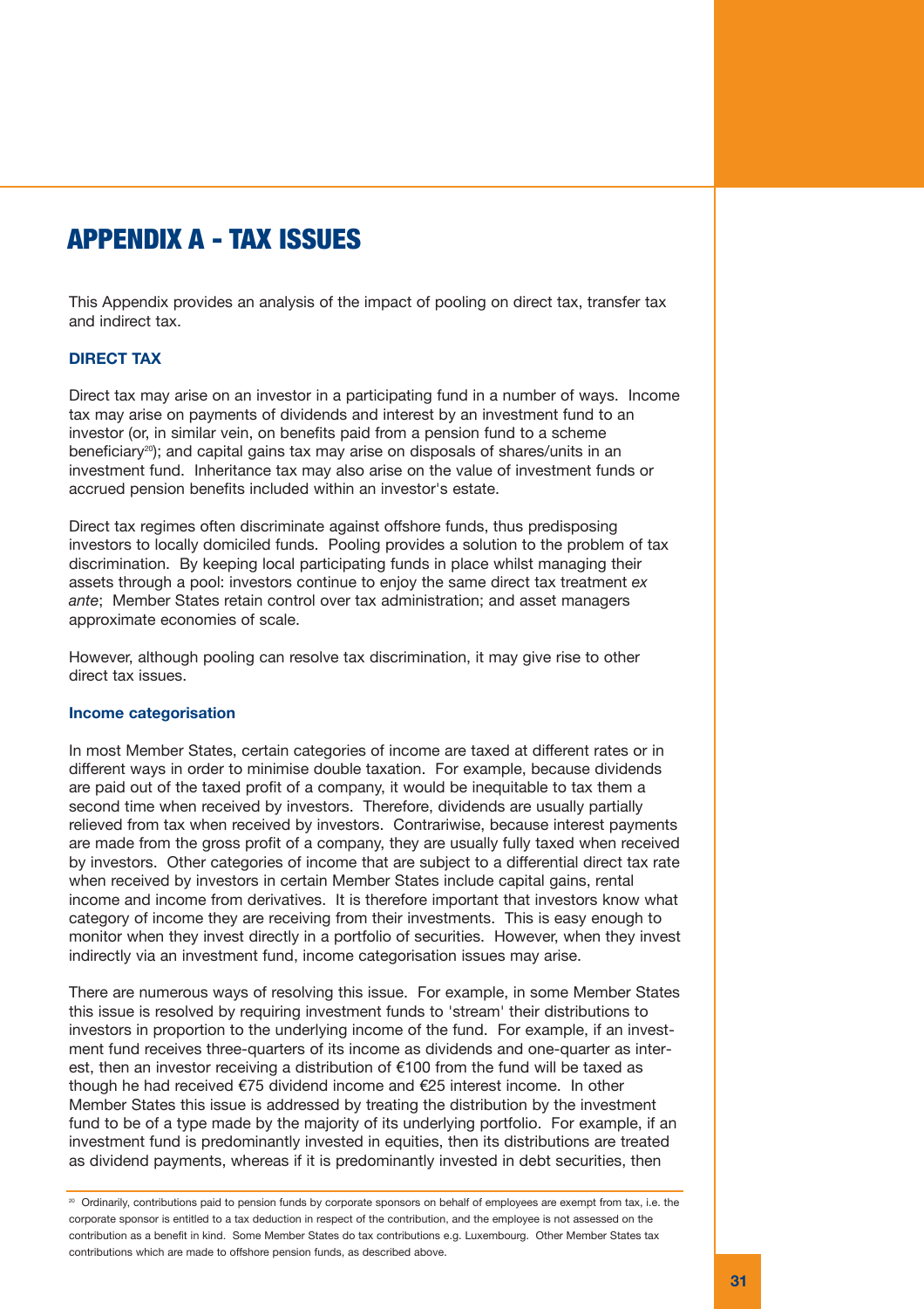# APPENDIX A - TAX ISSUES

This Appendix provides an analysis of the impact of pooling on direct tax, transfer tax and indirect tax.

## DIRECT TAX

Direct tax may arise on an investor in a participating fund in a number of ways. Income tax may arise on payments of dividends and interest by an investment fund to an investor (or, in similar vein, on benefits paid from a pension fund to a scheme beneficiary[20]); and capital gains tax may arise on disposals of shares/units in an investment fund. Inheritance tax may also arise on the value of investment funds or accrued pension benefits included within an investor's estate.

Direct tax regimes often discriminate against offshore funds, thus predisposing investors to locally domiciled funds. Pooling provides a solution to the problem of tax discrimination. By keeping local participating funds in place whilst managing their assets through a pool: investors continue to enjoy the same direct tax treatment *ex ante*; Member States retain control over tax administration; and asset managers approximate economies of scale.

However, although pooling can resolve tax discrimination, it may give rise to other direct tax issues.

### Income categorisation

In most Member States, certain categories of income are taxed at different rates or in different ways in order to minimise double taxation. For example, because dividends are paid out of the taxed profit of a company, it would be inequitable to tax them a second time when received by investors. Therefore, dividends are usually partially relieved from tax when received by investors. Contrariwise, because interest payments are made from the gross profit of a company, they are usually fully taxed when received by investors. Other categories of income that are subject to a differential direct tax rate when received by investors in certain Member States include capital gains, rental income and income from derivatives. It is therefore important that investors know what category of income they are receiving from their investments. This is easy enough to monitor when they invest directly in a portfolio of securities. However, when they invest indirectly via an investment fund, income categorisation issues may arise.

There are numerous ways of resolving this issue. For example, in some Member States this issue is resolved by requiring investment funds to 'stream' their distributions to investors in proportion to the underlying income of the fund. For example, if an investment fund receives three-quarters of its income as dividends and one-quarter as interest, then an investor receiving a distribution of €100 from the fund will be taxed as though he had received €75 dividend income and €25 interest income. In other Member States this issue is addressed by treating the distribution by the investment fund to be of a type made by the majority of its underlying portfolio. For example, if an investment fund is predominantly invested in equities, then its distributions are treated as dividend payments, whereas if it is predominantly invested in debt securities, then

[20] Ordinarily, contributions paid to pension funds by corporate sponsors on behalf of employees are exempt from tax, i.e. the corporate sponsor is entitled to a tax deduction in respect of the contribution, and the employee is not assessed on the contribution as a benefit in kind. Some Member States do tax contributions e.g. Luxembourg. Other Member States tax contributions which are made to offshore pension funds, as described above.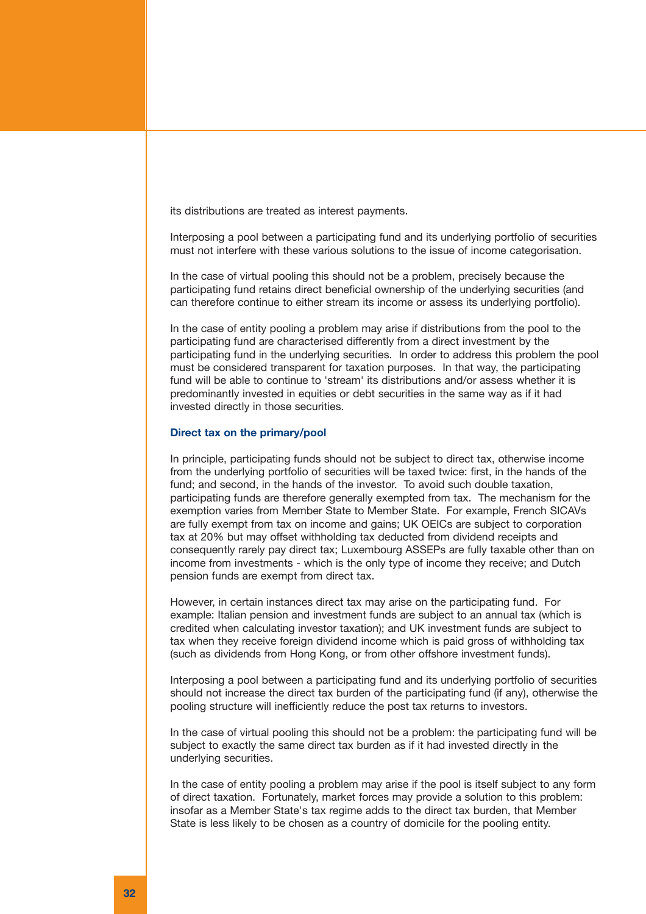its distributions are treated as interest payments.

Interposing a pool between a participating fund and its underlying portfolio of securities must not interfere with these various solutions to the issue of income categorisation.

In the case of virtual pooling this should not be a problem, precisely because the participating fund retains direct beneficial ownership of the underlying securities (and can therefore continue to either stream its income or assess its underlying portfolio).

In the case of entity pooling a problem may arise if distributions from the pool to the participating fund are characterised differently from a direct investment by the participating fund in the underlying securities. In order to address this problem the pool must be considered transparent for taxation purposes. In that way, the participating fund will be able to continue to 'stream' its distributions and/or assess whether it is predominantly invested in equities or debt securities in the same way as if it had invested directly in those securities.

### Direct tax on the primary/pool

In principle, participating funds should not be subject to direct tax, otherwise income from the underlying portfolio of securities will be taxed twice: first, in the hands of the fund; and second, in the hands of the investor. To avoid such double taxation, participating funds are therefore generally exempted from tax. The mechanism for the exemption varies from Member State to Member State. For example, French SICAVs are fully exempt from tax on income and gains; UK OEICs are subject to corporation tax at 20% but may offset withholding tax deducted from dividend receipts and consequently rarely pay direct tax; Luxembourg ASSEPs are fully taxable other than on income from investments - which is the only type of income they receive; and Dutch pension funds are exempt from direct tax.

However, in certain instances direct tax may arise on the participating fund. For example: Italian pension and investment funds are subject to an annual tax (which is credited when calculating investor taxation); and UK investment funds are subject to tax when they receive foreign dividend income which is paid gross of withholding tax (such as dividends from Hong Kong, or from other offshore investment funds).

Interposing a pool between a participating fund and its underlying portfolio of securities should not increase the direct tax burden of the participating fund (if any), otherwise the pooling structure will inefficiently reduce the post tax returns to investors.

In the case of virtual pooling this should not be a problem: the participating fund will be subject to exactly the same direct tax burden as if it had invested directly in the underlying securities.

In the case of entity pooling a problem may arise if the pool is itself subject to any form of direct taxation. Fortunately, market forces may provide a solution to this problem: insofar as a Member State's tax regime adds to the direct tax burden, that Member State is less likely to be chosen as a country of domicile for the pooling entity.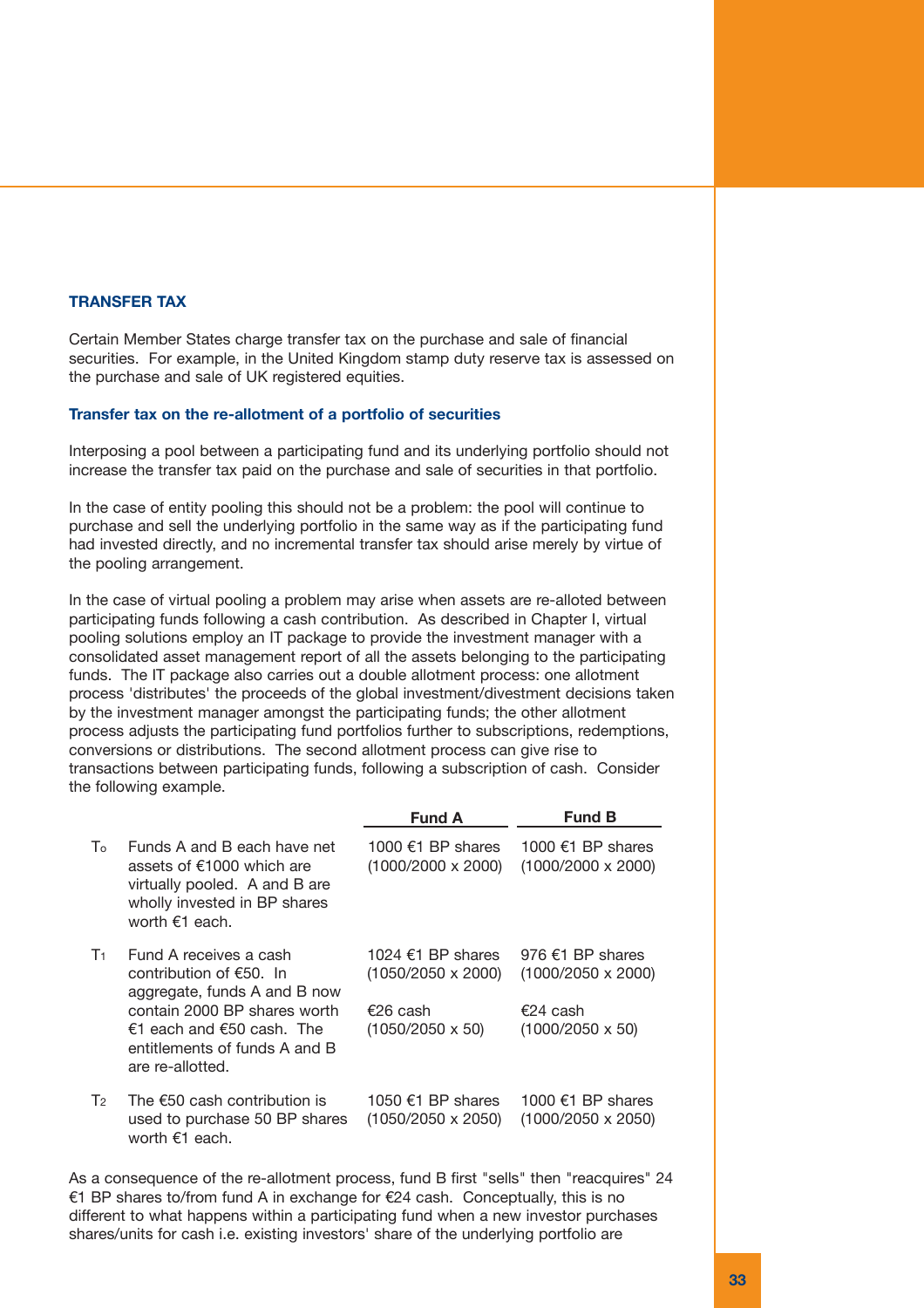### TRANSFER TAX

Certain Member States charge transfer tax on the purchase and sale of financial securities. For example, in the United Kingdom stamp duty reserve tax is assessed on the purchase and sale of UK registered equities.

#### Transfer tax on the re-allotment of a portfolio of securities

Interposing a pool between a participating fund and its underlying portfolio should not increase the transfer tax paid on the purchase and sale of securities in that portfolio.

In the case of entity pooling this should not be a problem: the pool will continue to purchase and sell the underlying portfolio in the same way as if the participating fund had invested directly, and no incremental transfer tax should arise merely by virtue of the pooling arrangement.

In the case of virtual pooling a problem may arise when assets are re-alloted between participating funds following a cash contribution. As described in Chapter I, virtual pooling solutions employ an IT package to provide the investment manager with a consolidated asset management report of all the assets belonging to the participating funds. The IT package also carries out a double allotment process: one allotment process 'distributes' the proceeds of the global investment/divestment decisions taken by the investment manager amongst the participating funds; the other allotment process adjusts the participating fund portfolios further to subscriptions, redemptions, conversions or distributions. The second allotment process can give rise to transactions between participating funds, following a subscription of cash. Consider the following example.

| | | Fund A | Fund B |
|---|---|---|---|
| $T_0$ | Funds A and B each have net assets of €1000 which are virtually pooled. A and B are wholly invested in BP shares worth €1 each. | 1000 €1 BP shares (1000/2000 x 2000) | 1000 €1 BP shares (1000/2000 x 2000) |
| $T_1$ | Fund A receives a cash contribution of €50. In aggregate, funds A and B now contain 2000 BP shares worth €1 each and €50 cash. The entitlements of funds A and B are re-allotted. | 1024 €1 BP shares (1050/2050 x 2000)<br><br>€26 cash (1050/2050 x 50) | 976 €1 BP shares (1000/2050 x 2000)<br><br>€24 cash (1000/2050 x 50) |
| $T_2$ | The €50 cash contribution is used to purchase 50 BP shares worth €1 each. | 1050 €1 BP shares (1050/2050 x 2050) | 1000 €1 BP shares (1000/2050 x 2050) |

As a consequence of the re-allotment process, fund B first "sells" then "reacquires" 24 €1 BP shares to/from fund A in exchange for €24 cash. Conceptually, this is no different to what happens within a participating fund when a new investor purchases shares/units for cash i.e. existing investors' share of the underlying portfolio are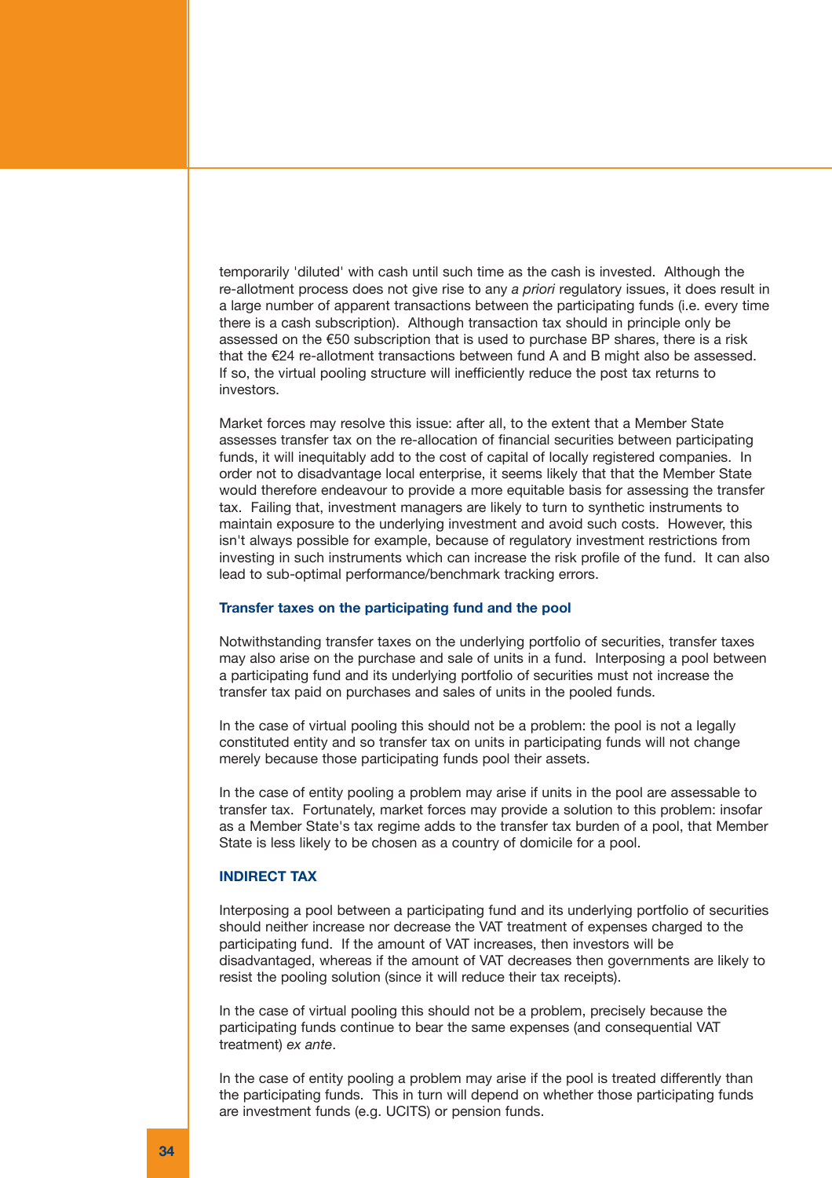temporarily 'diluted' with cash until such time as the cash is invested. Although the re-allotment process does not give rise to any *a priori* regulatory issues, it does result in a large number of apparent transactions between the participating funds (i.e. every time there is a cash subscription). Although transaction tax should in principle only be assessed on the €50 subscription that is used to purchase BP shares, there is a risk that the €24 re-allotment transactions between fund A and B might also be assessed. If so, the virtual pooling structure will inefficiently reduce the post tax returns to investors.

Market forces may resolve this issue: after all, to the extent that a Member State assesses transfer tax on the re-allocation of financial securities between participating funds, it will inequitably add to the cost of capital of locally registered companies. In order not to disadvantage local enterprise, it seems likely that that the Member State would therefore endeavour to provide a more equitable basis for assessing the transfer tax. Failing that, investment managers are likely to turn to synthetic instruments to maintain exposure to the underlying investment and avoid such costs. However, this isn't always possible for example, because of regulatory investment restrictions from investing in such instruments which can increase the risk profile of the fund. It can also lead to sub-optimal performance/benchmark tracking errors.

### Transfer taxes on the participating fund and the pool

Notwithstanding transfer taxes on the underlying portfolio of securities, transfer taxes may also arise on the purchase and sale of units in a fund. Interposing a pool between a participating fund and its underlying portfolio of securities must not increase the transfer tax paid on purchases and sales of units in the pooled funds.

In the case of virtual pooling this should not be a problem: the pool is not a legally constituted entity and so transfer tax on units in participating funds will not change merely because those participating funds pool their assets.

In the case of entity pooling a problem may arise if units in the pool are assessable to transfer tax. Fortunately, market forces may provide a solution to this problem: insofar as a Member State's tax regime adds to the transfer tax burden of a pool, that Member State is less likely to be chosen as a country of domicile for a pool.

### INDIRECT TAX

Interposing a pool between a participating fund and its underlying portfolio of securities should neither increase nor decrease the VAT treatment of expenses charged to the participating fund. If the amount of VAT increases, then investors will be disadvantaged, whereas if the amount of VAT decreases then governments are likely to resist the pooling solution (since it will reduce their tax receipts).

In the case of virtual pooling this should not be a problem, precisely because the participating funds continue to bear the same expenses (and consequential VAT treatment) *ex ante*.

In the case of entity pooling a problem may arise if the pool is treated differently than the participating funds. This in turn will depend on whether those participating funds are investment funds (e.g. UCITS) or pension funds.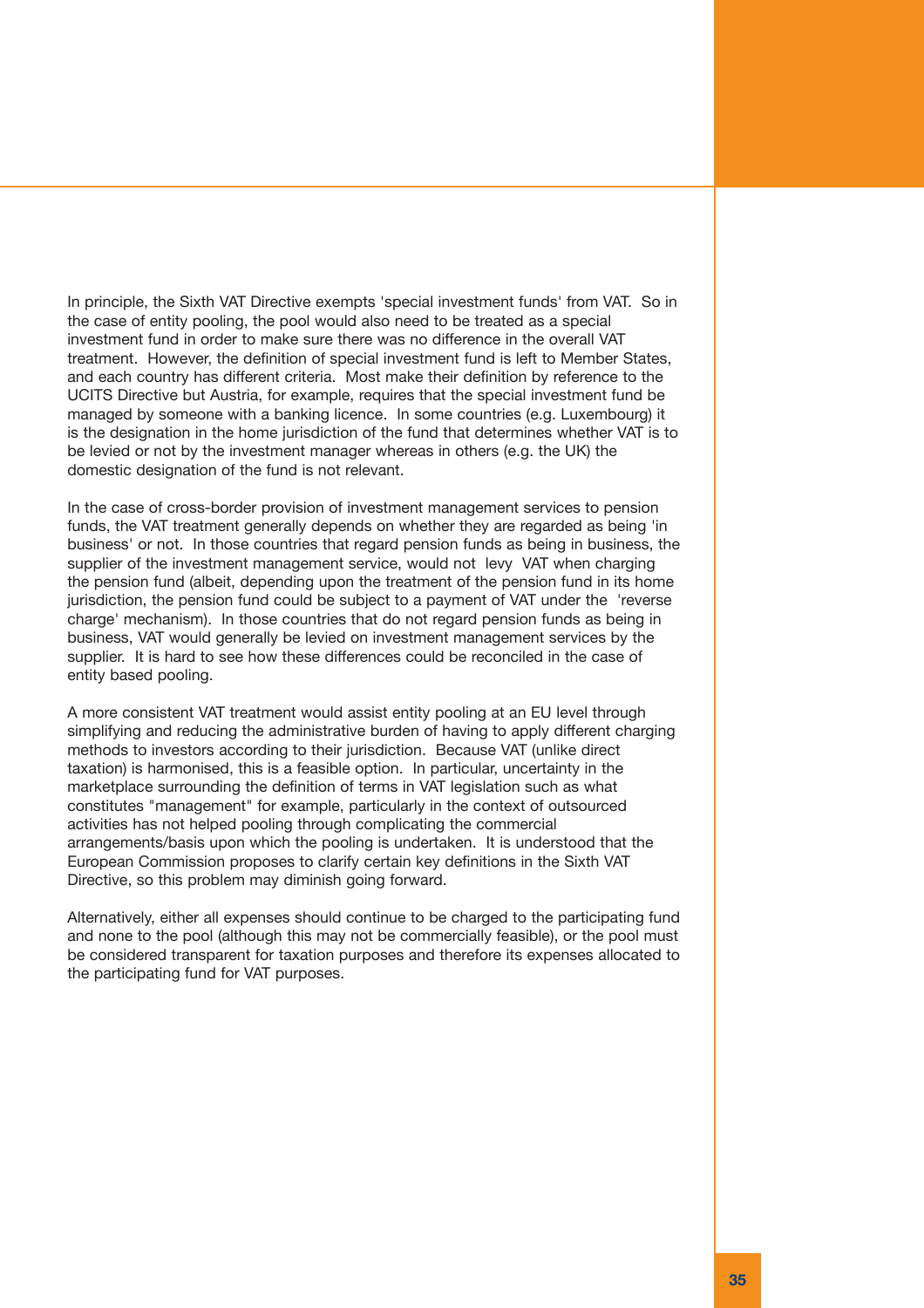In principle, the Sixth VAT Directive exempts 'special investment funds' from VAT. So in the case of entity pooling, the pool would also need to be treated as a special investment fund in order to make sure there was no difference in the overall VAT treatment. However, the definition of special investment fund is left to Member States, and each country has different criteria. Most make their definition by reference to the UCITS Directive but Austria, for example, requires that the special investment fund be managed by someone with a banking licence. In some countries (e.g. Luxembourg) it is the designation in the home jurisdiction of the fund that determines whether VAT is to be levied or not by the investment manager whereas in others (e.g. the UK) the domestic designation of the fund is not relevant.

In the case of cross-border provision of investment management services to pension funds, the VAT treatment generally depends on whether they are regarded as being 'in business' or not. In those countries that regard pension funds as being in business, the supplier of the investment management service, would not levy VAT when charging the pension fund (albeit, depending upon the treatment of the pension fund in its home jurisdiction, the pension fund could be subject to a payment of VAT under the 'reverse charge' mechanism). In those countries that do not regard pension funds as being in business, VAT would generally be levied on investment management services by the supplier. It is hard to see how these differences could be reconciled in the case of entity based pooling.

A more consistent VAT treatment would assist entity pooling at an EU level through simplifying and reducing the administrative burden of having to apply different charging methods to investors according to their jurisdiction. Because VAT (unlike direct taxation) is harmonised, this is a feasible option. In particular, uncertainty in the marketplace surrounding the definition of terms in VAT legislation such as what constitutes "management" for example, particularly in the context of outsourced activities has not helped pooling through complicating the commercial arrangements/basis upon which the pooling is undertaken. It is understood that the European Commission proposes to clarify certain key definitions in the Sixth VAT Directive, so this problem may diminish going forward.

Alternatively, either all expenses should continue to be charged to the participating fund and none to the pool (although this may not be commercially feasible), or the pool must be considered transparent for taxation purposes and therefore its expenses allocated to the participating fund for VAT purposes.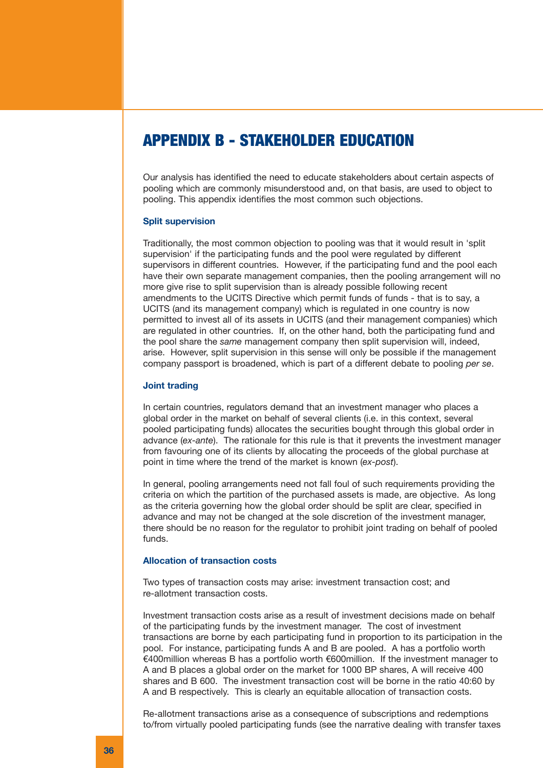# APPENDIX B - STAKEHOLDER EDUCATION

Our analysis has identified the need to educate stakeholders about certain aspects of pooling which are commonly misunderstood and, on that basis, are used to object to pooling. This appendix identifies the most common such objections.

### Split supervision

Traditionally, the most common objection to pooling was that it would result in 'split supervision' if the participating funds and the pool were regulated by different supervisors in different countries. However, if the participating fund and the pool each have their own separate management companies, then the pooling arrangement will no more give rise to split supervision than is already possible following recent amendments to the UCITS Directive which permit funds of funds - that is to say, a UCITS (and its management company) which is regulated in one country is now permitted to invest all of its assets in UCITS (and their management companies) which are regulated in other countries. If, on the other hand, both the participating fund and the pool share the *same* management company then split supervision will, indeed, arise. However, split supervision in this sense will only be possible if the management company passport is broadened, which is part of a different debate to pooling *per se*.

### Joint trading

In certain countries, regulators demand that an investment manager who places a global order in the market on behalf of several clients (i.e. in this context, several pooled participating funds) allocates the securities bought through this global order in advance (*ex-ante*). The rationale for this rule is that it prevents the investment manager from favouring one of its clients by allocating the proceeds of the global purchase at point in time where the trend of the market is known (*ex-post*).

In general, pooling arrangements need not fall foul of such requirements providing the criteria on which the partition of the purchased assets is made, are objective. As long as the criteria governing how the global order should be split are clear, specified in advance and may not be changed at the sole discretion of the investment manager, there should be no reason for the regulator to prohibit joint trading on behalf of pooled funds.

### Allocation of transaction costs

Two types of transaction costs may arise: investment transaction cost; and re-allotment transaction costs.

Investment transaction costs arise as a result of investment decisions made on behalf of the participating funds by the investment manager. The cost of investment transactions are borne by each participating fund in proportion to its participation in the pool. For instance, participating funds A and B are pooled. A has a portfolio worth €400million whereas B has a portfolio worth €600million. If the investment manager to A and B places a global order on the market for 1000 BP shares, A will receive 400 shares and B 600. The investment transaction cost will be borne in the ratio 40:60 by A and B respectively. This is clearly an equitable allocation of transaction costs.

Re-allotment transactions arise as a consequence of subscriptions and redemptions to/from virtually pooled participating funds (see the narrative dealing with transfer taxes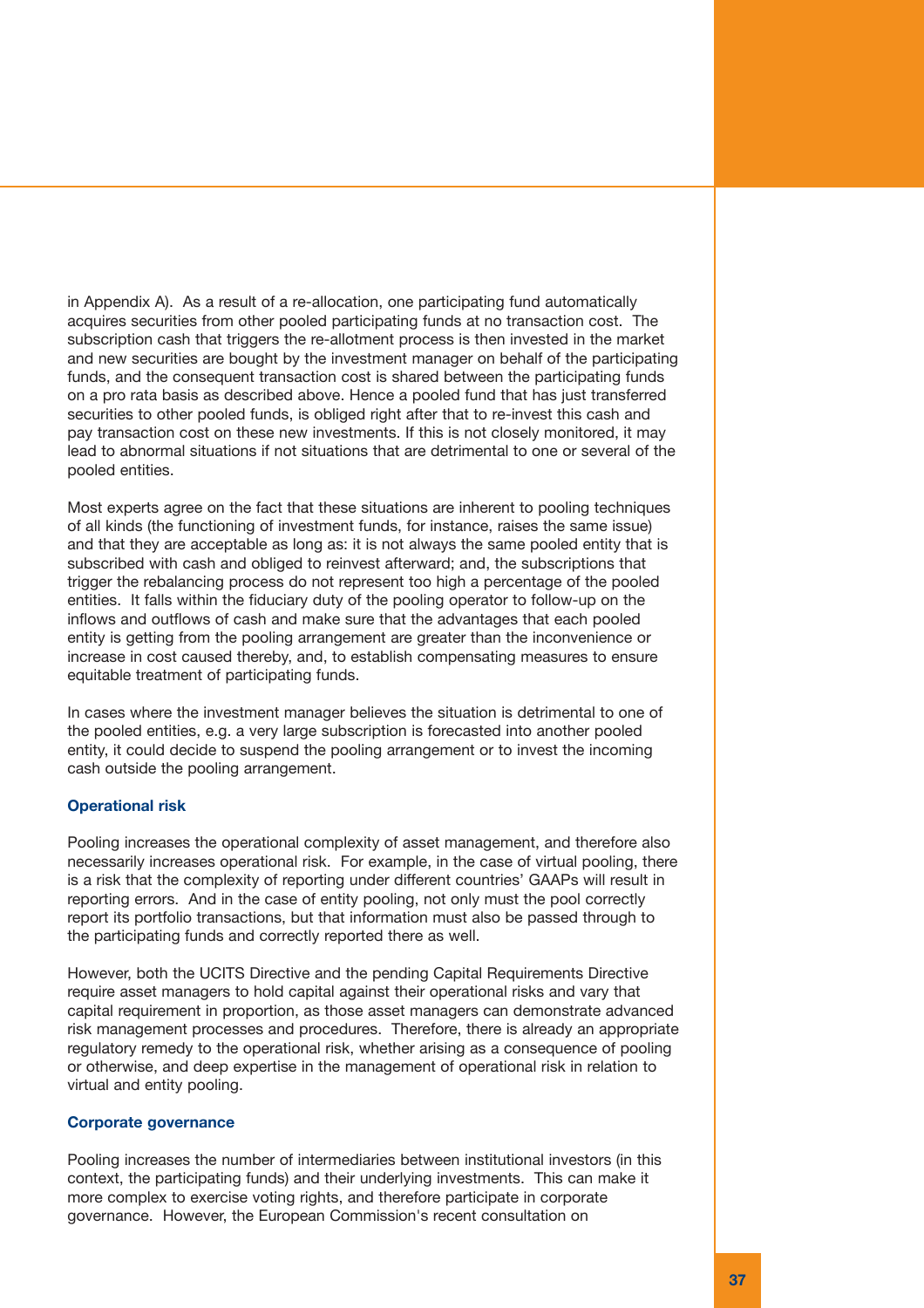in Appendix A). As a result of a re-allocation, one participating fund automatically acquires securities from other pooled participating funds at no transaction cost. The subscription cash that triggers the re-allotment process is then invested in the market and new securities are bought by the investment manager on behalf of the participating funds, and the consequent transaction cost is shared between the participating funds on a pro rata basis as described above. Hence a pooled fund that has just transferred securities to other pooled funds, is obliged right after that to re-invest this cash and pay transaction cost on these new investments. If this is not closely monitored, it may lead to abnormal situations if not situations that are detrimental to one or several of the pooled entities.

Most experts agree on the fact that these situations are inherent to pooling techniques of all kinds (the functioning of investment funds, for instance, raises the same issue) and that they are acceptable as long as: it is not always the same pooled entity that is subscribed with cash and obliged to reinvest afterward; and, the subscriptions that trigger the rebalancing process do not represent too high a percentage of the pooled entities. It falls within the fiduciary duty of the pooling operator to follow-up on the inflows and outflows of cash and make sure that the advantages that each pooled entity is getting from the pooling arrangement are greater than the inconvenience or increase in cost caused thereby, and, to establish compensating measures to ensure equitable treatment of participating funds.

In cases where the investment manager believes the situation is detrimental to one of the pooled entities, e.g. a very large subscription is forecasted into another pooled entity, it could decide to suspend the pooling arrangement or to invest the incoming cash outside the pooling arrangement.

### Operational risk

Pooling increases the operational complexity of asset management, and therefore also necessarily increases operational risk. For example, in the case of virtual pooling, there is a risk that the complexity of reporting under different countries' GAAPs will result in reporting errors. And in the case of entity pooling, not only must the pool correctly report its portfolio transactions, but that information must also be passed through to the participating funds and correctly reported there as well.

However, both the UCITS Directive and the pending Capital Requirements Directive require asset managers to hold capital against their operational risks and vary that capital requirement in proportion, as those asset managers can demonstrate advanced risk management processes and procedures. Therefore, there is already an appropriate regulatory remedy to the operational risk, whether arising as a consequence of pooling or otherwise, and deep expertise in the management of operational risk in relation to virtual and entity pooling.

### Corporate governance

Pooling increases the number of intermediaries between institutional investors (in this context, the participating funds) and their underlying investments. This can make it more complex to exercise voting rights, and therefore participate in corporate governance. However, the European Commission's recent consultation on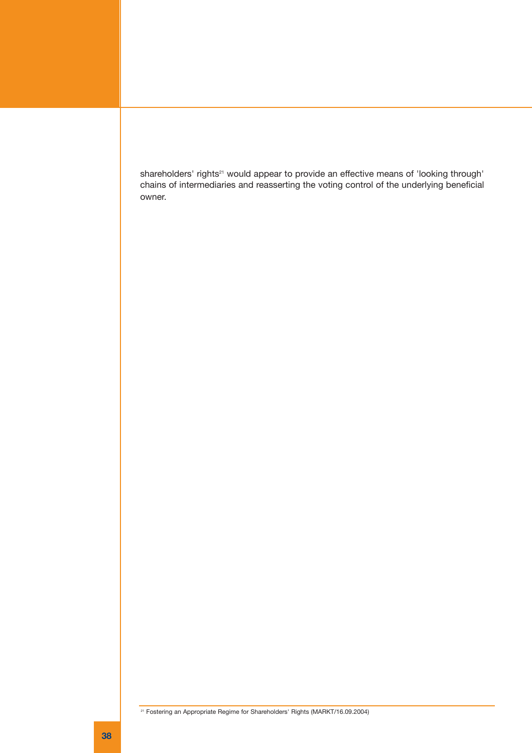shareholders' rights[21] would appear to provide an effective means of 'looking through' chains of intermediaries and reasserting the voting control of the underlying beneficial owner.

[21] Fostering an Appropriate Regime for Shareholders' Rights (MARKT/16.09.2004)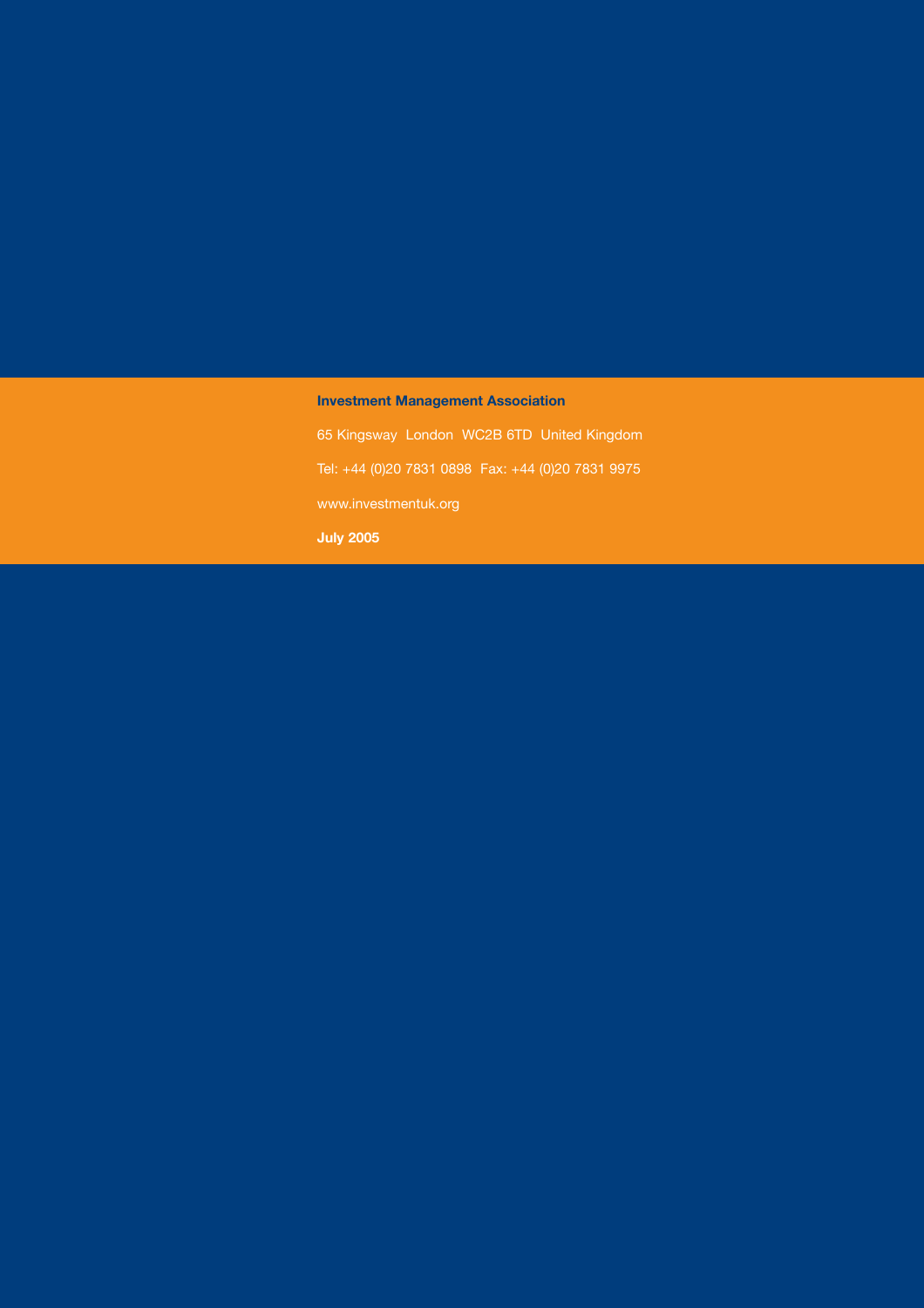**Investment Management Association**

65 Kingsway London WC2B 6TD United Kingdom

Tel: +44 (0)20 7831 0898 Fax: +44 (0)20 7831 9975

www.investmentuk.org

**July 2005**